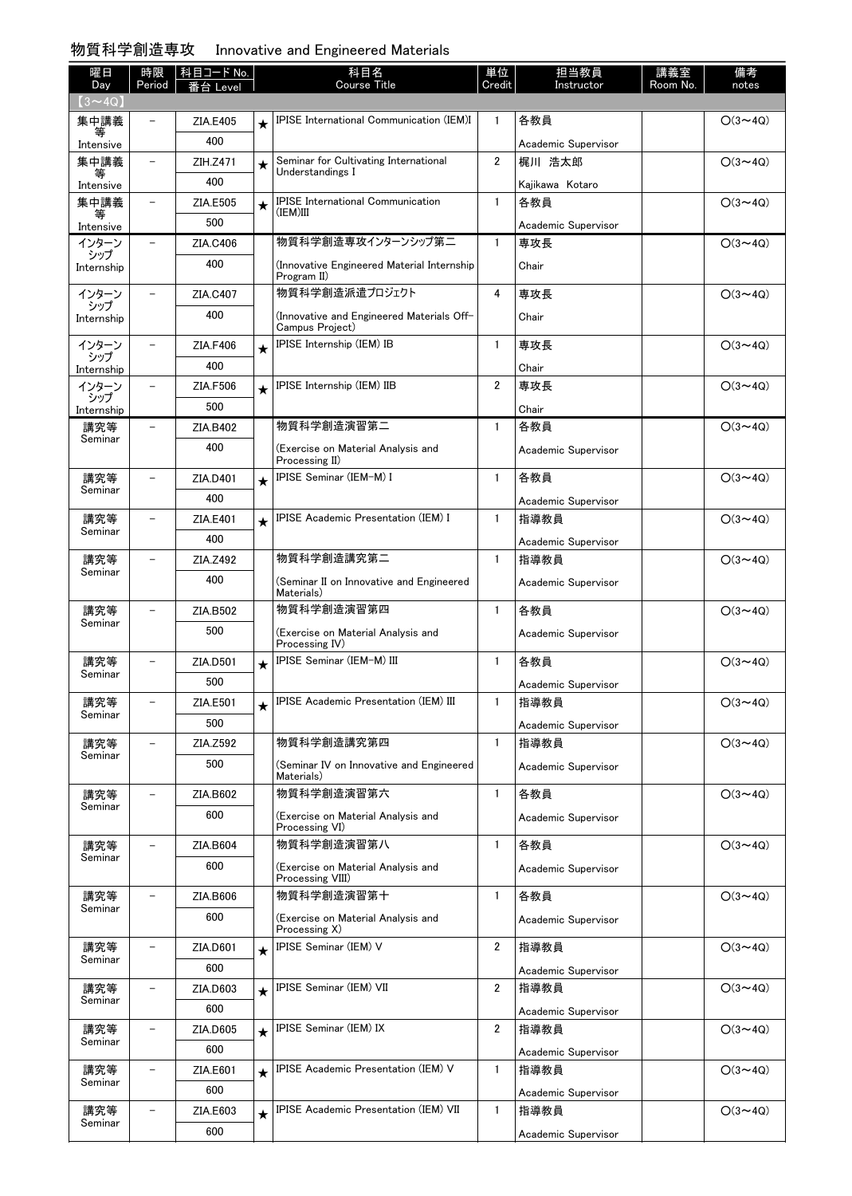# 物質科学創造専攻　Innovative and Engineered Materials

| 曜日 Day | 時限 Period | 科目コード No. 番台 Level | | 科目名 Course Title | 単位 Credit | 担当教員 Instructor | 講義室 Room No. | 備考 notes |
|---|---|---|---|---|---|---|---|---|
| 【3～4Q】 | | | | | | | | |
| 集中講義等 Intensive | － | ZIA.E405 400 | ★ | IPISE International Communication (IEM)I | 1 | 各教員 Academic Supervisor | | ○(3～4Q) |
| 集中講義等 Intensive | － | ZIH.Z471 400 | ★ | Seminar for Cultivating International Understandings I | 2 | 梶川 浩太郎 Kajikawa Kotaro | | ○(3～4Q) |
| 集中講義等 Intensive | － | ZIA.E505 500 | ★ | IPISE International Communication (IEM)III | 1 | 各教員 Academic Supervisor | | ○(3～4Q) |
| インターンシップ Internship | － | ZIA.C406 400 | | 物質科学創造専攻インターンシップ第二 (Innovative Engineered Material Internship Program II) | 1 | 専攻長 Chair | | ○(3～4Q) |
| インターンシップ Internship | － | ZIA.C407 400 | | 物質科学創造派遣プロジェクト (Innovative and Engineered Materials Off-Campus Project) | 4 | 専攻長 Chair | | ○(3～4Q) |
| インターンシップ Internship | － | ZIA.F406 400 | ★ | IPISE Internship (IEM) IB | 1 | 専攻長 Chair | | ○(3～4Q) |
| インターンシップ Internship | － | ZIA.F506 500 | ★ | IPISE Internship (IEM) IIB | 2 | 専攻長 Chair | | ○(3～4Q) |
| 講究等 Seminar | － | ZIA.B402 400 | | 物質科学創造演習第二 (Exercise on Material Analysis and Processing II) | 1 | 各教員 Academic Supervisor | | ○(3～4Q) |
| 講究等 Seminar | － | ZIA.D401 400 | ★ | IPISE Seminar (IEM-M) I | 1 | 各教員 Academic Supervisor | | ○(3～4Q) |
| 講究等 Seminar | － | ZIA.E401 400 | ★ | IPISE Academic Presentation (IEM) I | 1 | 指導教員 Academic Supervisor | | ○(3～4Q) |
| 講究等 Seminar | － | ZIA.Z492 400 | | 物質科学創造講究第二 (Seminar II on Innovative and Engineered Materials) | 1 | 指導教員 Academic Supervisor | | ○(3～4Q) |
| 講究等 Seminar | － | ZIA.B502 500 | | 物質科学創造演習第四 (Exercise on Material Analysis and Processing IV) | 1 | 各教員 Academic Supervisor | | ○(3～4Q) |
| 講究等 Seminar | － | ZIA.D501 500 | ★ | IPISE Seminar (IEM-M) III | 1 | 各教員 Academic Supervisor | | ○(3～4Q) |
| 講究等 Seminar | － | ZIA.E501 500 | ★ | IPISE Academic Presentation (IEM) III | 1 | 指導教員 Academic Supervisor | | ○(3～4Q) |
| 講究等 Seminar | － | ZIA.Z592 500 | | 物質科学創造講究第四 (Seminar IV on Innovative and Engineered Materials) | 1 | 指導教員 Academic Supervisor | | ○(3～4Q) |
| 講究等 Seminar | － | ZIA.B602 600 | | 物質科学創造演習第六 (Exercise on Material Analysis and Processing VI) | 1 | 各教員 Academic Supervisor | | ○(3～4Q) |
| 講究等 Seminar | － | ZIA.B604 600 | | 物質科学創造演習第八 (Exercise on Material Analysis and Processing VIII) | 1 | 各教員 Academic Supervisor | | ○(3～4Q) |
| 講究等 Seminar | － | ZIA.B606 600 | | 物質科学創造演習第十 (Exercise on Material Analysis and Processing X) | 1 | 各教員 Academic Supervisor | | ○(3～4Q) |
| 講究等 Seminar | － | ZIA.D601 600 | ★ | IPISE Seminar (IEM) V | 2 | 指導教員 Academic Supervisor | | ○(3～4Q) |
| 講究等 Seminar | － | ZIA.D603 600 | ★ | IPISE Seminar (IEM) VII | 2 | 指導教員 Academic Supervisor | | ○(3～4Q) |
| 講究等 Seminar | － | ZIA.D605 600 | ★ | IPISE Seminar (IEM) IX | 2 | 指導教員 Academic Supervisor | | ○(3～4Q) |
| 講究等 Seminar | － | ZIA.E601 600 | ★ | IPISE Academic Presentation (IEM) V | 1 | 指導教員 Academic Supervisor | | ○(3～4Q) |
| 講究等 Seminar | － | ZIA.E603 600 | ★ | IPISE Academic Presentation (IEM) VII | 1 | 指導教員 Academic Supervisor | | ○(3～4Q) |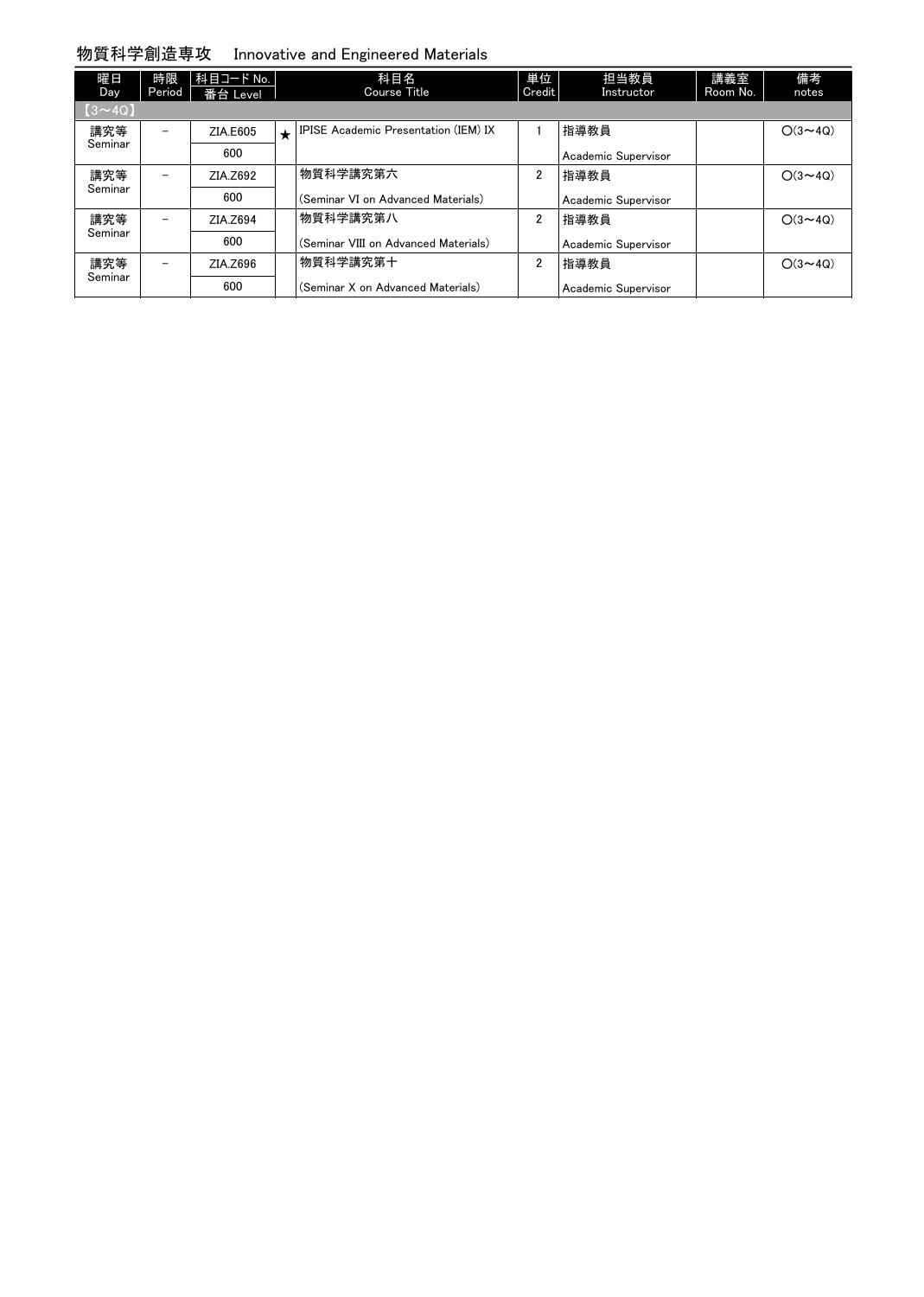## 物質科学創造専攻　Innovative and Engineered Materials

| 曜日 Day | 時限 Period | 科目コード No. 番台 Level | | 科目名 Course Title | 単位 Credit | 担当教員 Instructor | 講義室 Room No. | 備考 notes |
|---|---|---|---|---|---|---|---|---|
| 【3～4Q】 | | | | | | | | |
| 講究等 Seminar | － | ZIA.E605 600 | ★ | IPISE Academic Presentation (IEM) IX | 1 | 指導教員 Academic Supervisor | | ○(3～4Q) |
| 講究等 Seminar | － | ZIA.Z692 600 | | 物質科学講究第六 (Seminar VI on Advanced Materials) | 2 | 指導教員 Academic Supervisor | | ○(3～4Q) |
| 講究等 Seminar | － | ZIA.Z694 600 | | 物質科学講究第八 (Seminar VIII on Advanced Materials) | 2 | 指導教員 Academic Supervisor | | ○(3～4Q) |
| 講究等 Seminar | － | ZIA.Z696 600 | | 物質科学講究第十 (Seminar X on Advanced Materials) | 2 | 指導教員 Academic Supervisor | | ○(3～4Q) |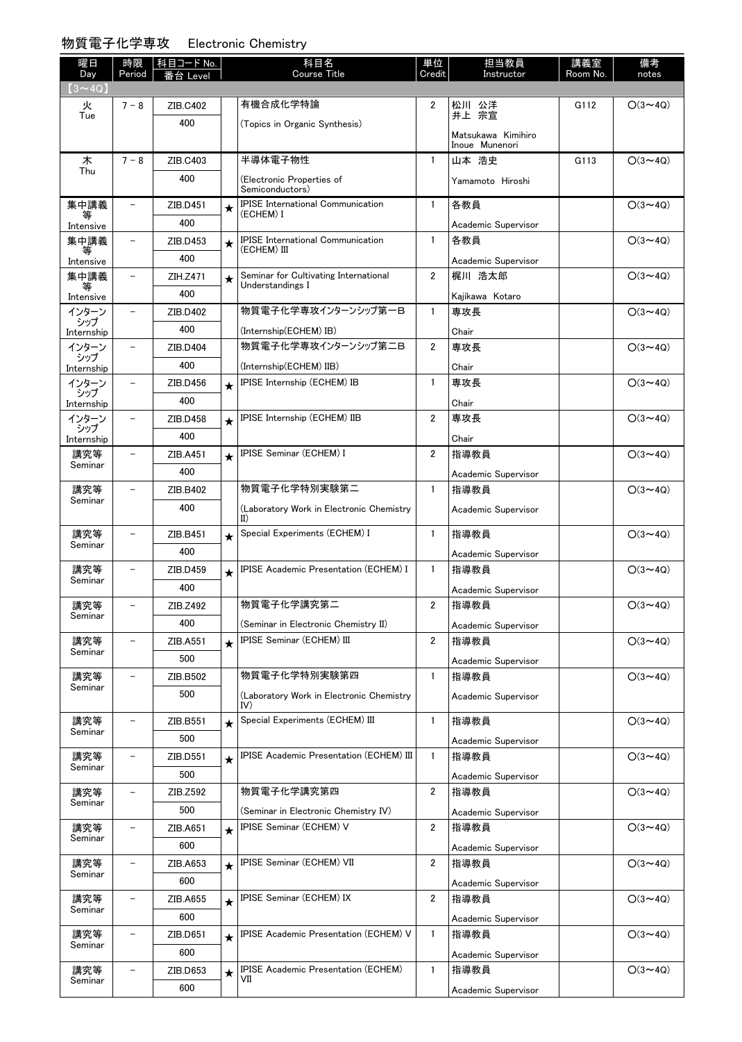## 物質電子化学専攻　Electronic Chemistry

| 曜日 Day | 時限 Period | 科目コード No. 番台 Level | | 科目名 Course Title | 単位 Credit | 担当教員 Instructor | 講義室 Room No. | 備考 notes |
|---|---|---|---|---|---|---|---|---|
| 【3～4Q】 | | | | | | | | |
| 火 Tue | 7－8 | ZIB.C402 400 | | 有機合成化学特論 (Topics in Organic Synthesis) | 2 | 松川 公洋 井上 宗宣 Matsukawa Kimihiro Inoue Munenori | G112 | ○(3～4Q) |
| 木 Thu | 7－8 | ZIB.C403 400 | | 半導体電子物性 (Electronic Properties of Semiconductors) | 1 | 山本 浩史 Yamamoto Hiroshi | G113 | ○(3～4Q) |
| 集中講義等 Intensive | － | ZIB.D451 400 | ★ | IPISE International Communication (ECHEM) I | 1 | 各教員 Academic Supervisor | | ○(3～4Q) |
| 集中講義等 Intensive | － | ZIB.D453 400 | ★ | IPISE International Communication (ECHEM) III | 1 | 各教員 Academic Supervisor | | ○(3～4Q) |
| 集中講義等 Intensive | － | ZIH.Z471 400 | ★ | Seminar for Cultivating International Understandings I | 2 | 梶川 浩太郎 Kajikawa Kotaro | | ○(3～4Q) |
| インターンシップ Internship | － | ZIB.D402 400 | | 物質電子化学専攻インターンシップ第一B (Internship(ECHEM) IB) | 1 | 専攻長 Chair | | ○(3～4Q) |
| インターンシップ Internship | － | ZIB.D404 400 | | 物質電子化学専攻インターンシップ第二B (Internship(ECHEM) IIB) | 2 | 専攻長 Chair | | ○(3～4Q) |
| インターンシップ Internship | － | ZIB.D456 400 | ★ | IPISE Internship (ECHEM) IB | 1 | 専攻長 Chair | | ○(3～4Q) |
| インターンシップ Internship | － | ZIB.D458 400 | ★ | IPISE Internship (ECHEM) IIB | 2 | 専攻長 Chair | | ○(3～4Q) |
| 講究等 Seminar | － | ZIB.A451 400 | ★ | IPISE Seminar (ECHEM) I | 2 | 指導教員 Academic Supervisor | | ○(3～4Q) |
| 講究等 Seminar | － | ZIB.B402 400 | | 物質電子化学特別実験第二 (Laboratory Work in Electronic Chemistry II) | 1 | 指導教員 Academic Supervisor | | ○(3～4Q) |
| 講究等 Seminar | － | ZIB.B451 400 | ★ | Special Experiments (ECHEM) I | 1 | 指導教員 Academic Supervisor | | ○(3～4Q) |
| 講究等 Seminar | － | ZIB.D459 400 | ★ | IPISE Academic Presentation (ECHEM) I | 1 | 指導教員 Academic Supervisor | | ○(3～4Q) |
| 講究等 Seminar | － | ZIB.Z492 400 | | 物質電子化学講究第二 (Seminar in Electronic Chemistry II) | 2 | 指導教員 Academic Supervisor | | ○(3～4Q) |
| 講究等 Seminar | － | ZIB.A551 500 | ★ | IPISE Seminar (ECHEM) III | 2 | 指導教員 Academic Supervisor | | ○(3～4Q) |
| 講究等 Seminar | － | ZIB.B502 500 | | 物質電子化学特別実験第四 (Laboratory Work in Electronic Chemistry IV) | 1 | 指導教員 Academic Supervisor | | ○(3～4Q) |
| 講究等 Seminar | － | ZIB.B551 500 | ★ | Special Experiments (ECHEM) III | 1 | 指導教員 Academic Supervisor | | ○(3～4Q) |
| 講究等 Seminar | － | ZIB.D551 500 | ★ | IPISE Academic Presentation (ECHEM) III | 1 | 指導教員 Academic Supervisor | | ○(3～4Q) |
| 講究等 Seminar | － | ZIB.Z592 500 | | 物質電子化学講究第四 (Seminar in Electronic Chemistry IV) | 2 | 指導教員 Academic Supervisor | | ○(3～4Q) |
| 講究等 Seminar | － | ZIB.A651 600 | ★ | IPISE Seminar (ECHEM) V | 2 | 指導教員 Academic Supervisor | | ○(3～4Q) |
| 講究等 Seminar | － | ZIB.A653 600 | ★ | IPISE Seminar (ECHEM) VII | 2 | 指導教員 Academic Supervisor | | ○(3～4Q) |
| 講究等 Seminar | － | ZIB.A655 600 | ★ | IPISE Seminar (ECHEM) IX | 2 | 指導教員 Academic Supervisor | | ○(3～4Q) |
| 講究等 Seminar | － | ZIB.D651 600 | ★ | IPISE Academic Presentation (ECHEM) V | 1 | 指導教員 Academic Supervisor | | ○(3～4Q) |
| 講究等 Seminar | － | ZIB.D653 600 | ★ | IPISE Academic Presentation (ECHEM) VII | 1 | 指導教員 Academic Supervisor | | ○(3～4Q) |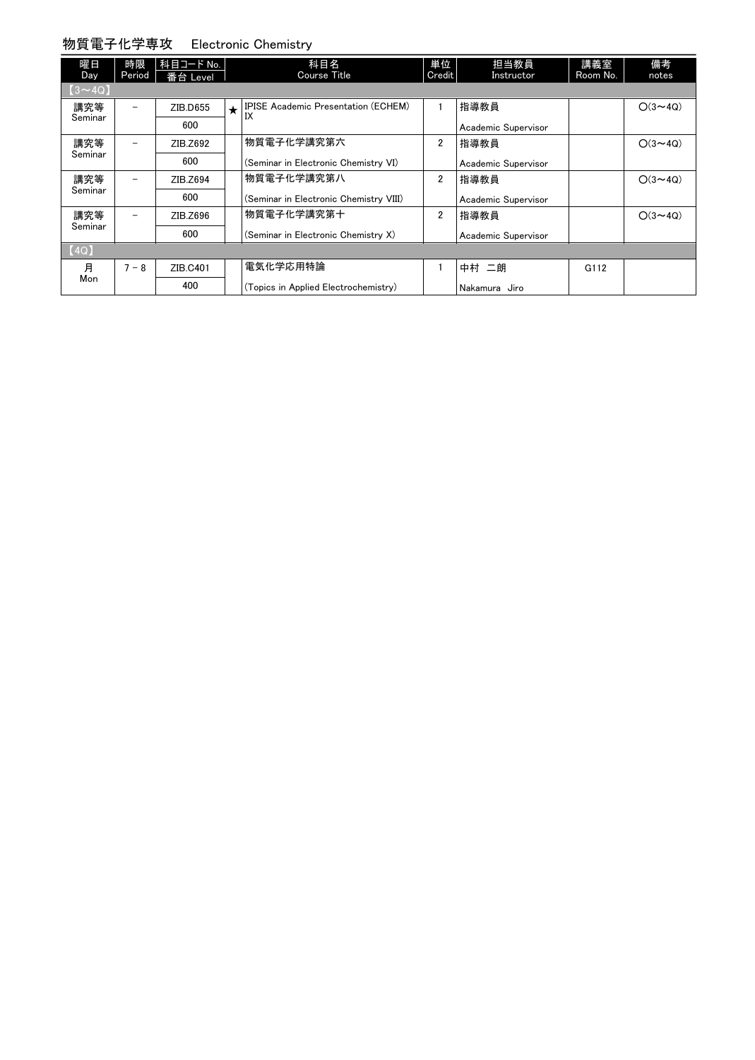## 物質電子化学専攻　Electronic Chemistry

| 曜日 Day | 時限 Period | 科目コード No. 番台 Level | | 科目名 Course Title | 単位 Credit | 担当教員 Instructor | 講義室 Room No. | 備考 notes |
|---|---|---|---|---|---|---|---|---|
| 【3～4Q】 | | | | | | | | |
| 講究等 Seminar | － | ZIB.D655 600 | ★ | IPISE Academic Presentation (ECHEM) IX | 1 | 指導教員 Academic Supervisor | | ○(3～4Q) |
| 講究等 Seminar | － | ZIB.Z692 600 | | 物質電子化学講究第六 (Seminar in Electronic Chemistry VI) | 2 | 指導教員 Academic Supervisor | | ○(3～4Q) |
| 講究等 Seminar | － | ZIB.Z694 600 | | 物質電子化学講究第八 (Seminar in Electronic Chemistry VIII) | 2 | 指導教員 Academic Supervisor | | ○(3～4Q) |
| 講究等 Seminar | － | ZIB.Z696 600 | | 物質電子化学講究第十 (Seminar in Electronic Chemistry X) | 2 | 指導教員 Academic Supervisor | | ○(3～4Q) |
| 【4Q】 | | | | | | | | |
| 月 Mon | 7 − 8 | ZIB.C401 400 | | 電気化学応用特論 (Topics in Applied Electrochemistry) | 1 | 中村　二朗 Nakamura　Jiro | G112 | |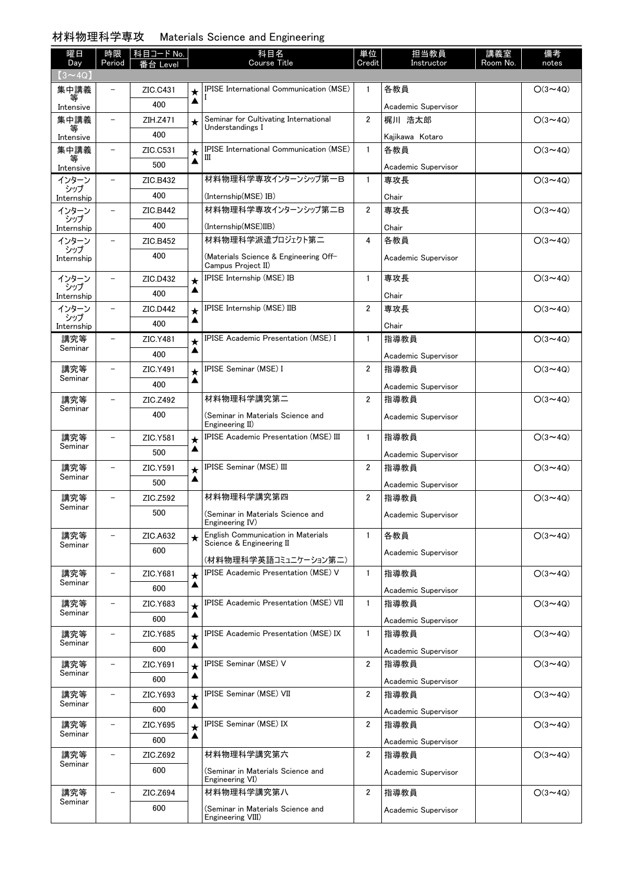## 材料物理科学専攻　Materials Science and Engineering

| 曜日 Day | 時限 Period | 科目コード No. 番台 Level | | 科目名 Course Title | 単位 Credit | 担当教員 Instructor | 講義室 Room No. | 備考 notes |
|---|---|---|---|---|---|---|---|---|
| 【3～4Q】 | | | | | | | | |
| 集中講義等 Intensive | － | ZIC.C431 400 | ★▲ | IPISE International Communication (MSE) I | 1 | 各教員 Academic Supervisor | | ○(3～4Q) |
| 集中講義等 Intensive | － | ZIH.Z471 400 | ★ | Seminar for Cultivating International Understandings I | 2 | 梶川 浩太郎 Kajikawa Kotaro | | ○(3～4Q) |
| 集中講義等 Intensive | － | ZIC.C531 500 | ★▲ | IPISE International Communication (MSE) III | 1 | 各教員 Academic Supervisor | | ○(3～4Q) |
| インターンシップ Internship | － | ZIC.B432 400 | | 材料物理科学専攻インターンシップ第一B (Internship(MSE) IB) | 1 | 専攻長 Chair | | ○(3～4Q) |
| インターンシップ Internship | － | ZIC.B442 400 | | 材料物理科学専攻インターンシップ第二B (Internship(MSE)IIB) | 2 | 専攻長 Chair | | ○(3～4Q) |
| インターンシップ Internship | － | ZIC.B452 400 | | 材料物理科学派遣プロジェクト第二 (Materials Science & Engineering Off-Campus Project II) | 4 | 各教員 Academic Supervisor | | ○(3～4Q) |
| インターンシップ Internship | － | ZIC.D432 400 | ★▲ | IPISE Internship (MSE) IB | 1 | 専攻長 Chair | | ○(3～4Q) |
| インターンシップ Internship | － | ZIC.D442 400 | ★▲ | IPISE Internship (MSE) IIB | 2 | 専攻長 Chair | | ○(3～4Q) |
| 講究等 Seminar | － | ZIC.Y481 400 | ★▲ | IPISE Academic Presentation (MSE) I | 1 | 指導教員 Academic Supervisor | | ○(3～4Q) |
| 講究等 Seminar | － | ZIC.Y491 400 | ★▲ | IPISE Seminar (MSE) I | 2 | 指導教員 Academic Supervisor | | ○(3～4Q) |
| 講究等 Seminar | － | ZIC.Z492 400 | | 材料物理科学講究第二 (Seminar in Materials Science and Engineering II) | 2 | 指導教員 Academic Supervisor | | ○(3～4Q) |
| 講究等 Seminar | － | ZIC.Y581 500 | ★▲ | IPISE Academic Presentation (MSE) III | 1 | 指導教員 Academic Supervisor | | ○(3～4Q) |
| 講究等 Seminar | － | ZIC.Y591 500 | ★▲ | IPISE Seminar (MSE) III | 2 | 指導教員 Academic Supervisor | | ○(3～4Q) |
| 講究等 Seminar | － | ZIC.Z592 500 | | 材料物理科学講究第四 (Seminar in Materials Science and Engineering IV) | 2 | 指導教員 Academic Supervisor | | ○(3～4Q) |
| 講究等 Seminar | － | ZIC.A632 600 | ★ | English Communication in Materials Science & Engineering II (材料物理科学英語コミュニケーション第二) | 1 | 各教員 Academic Supervisor | | ○(3～4Q) |
| 講究等 Seminar | － | ZIC.Y681 600 | ★▲ | IPISE Academic Presentation (MSE) V | 1 | 指導教員 Academic Supervisor | | ○(3～4Q) |
| 講究等 Seminar | － | ZIC.Y683 600 | ★▲ | IPISE Academic Presentation (MSE) VII | 1 | 指導教員 Academic Supervisor | | ○(3～4Q) |
| 講究等 Seminar | － | ZIC.Y685 600 | ★▲ | IPISE Academic Presentation (MSE) IX | 1 | 指導教員 Academic Supervisor | | ○(3～4Q) |
| 講究等 Seminar | － | ZIC.Y691 600 | ★▲ | IPISE Seminar (MSE) V | 2 | 指導教員 Academic Supervisor | | ○(3～4Q) |
| 講究等 Seminar | － | ZIC.Y693 600 | ★▲ | IPISE Seminar (MSE) VII | 2 | 指導教員 Academic Supervisor | | ○(3～4Q) |
| 講究等 Seminar | － | ZIC.Y695 600 | ★▲ | IPISE Seminar (MSE) IX | 2 | 指導教員 Academic Supervisor | | ○(3～4Q) |
| 講究等 Seminar | － | ZIC.Z692 600 | | 材料物理科学講究第六 (Seminar in Materials Science and Engineering VI) | 2 | 指導教員 Academic Supervisor | | ○(3～4Q) |
| 講究等 Seminar | － | ZIC.Z694 600 | | 材料物理科学講究第八 (Seminar in Materials Science and Engineering VIII) | 2 | 指導教員 Academic Supervisor | | ○(3～4Q) |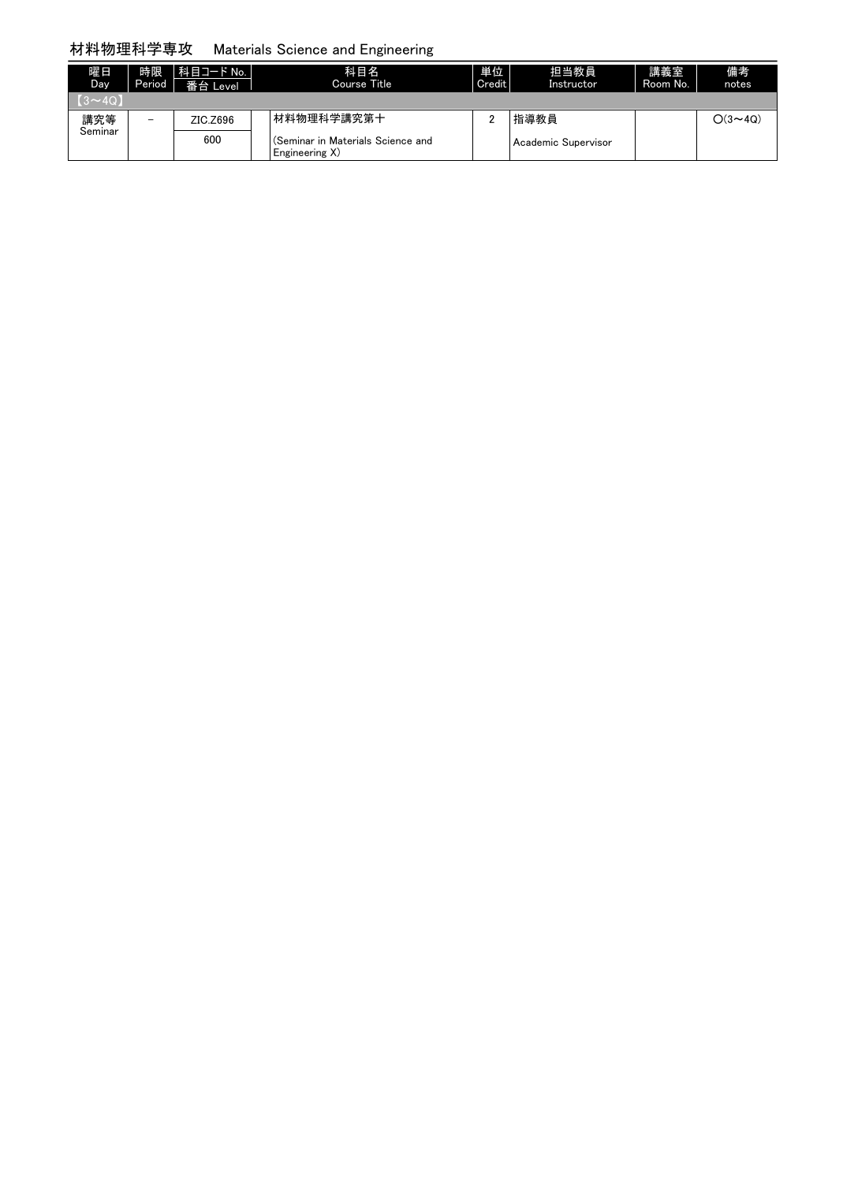## 材料物理科学専攻　Materials Science and Engineering

| 曜日<br>Day | 時限<br>Period | 科目コード No.<br>番台 Level | 科目名<br>Course Title | 単位<br>Credit | 担当教員<br>Instructor | 講義室<br>Room No. | 備考<br>notes |
|---|---|---|---|---|---|---|---|
| 【3～4Q】 | | | | | | | |
| 講究等<br>Seminar | － | ZIC.Z696<br>600 | 材料物理科学講究第十<br>(Seminar in Materials Science and Engineering X) | 2 | 指導教員<br>Academic Supervisor | | ○(3～4Q) |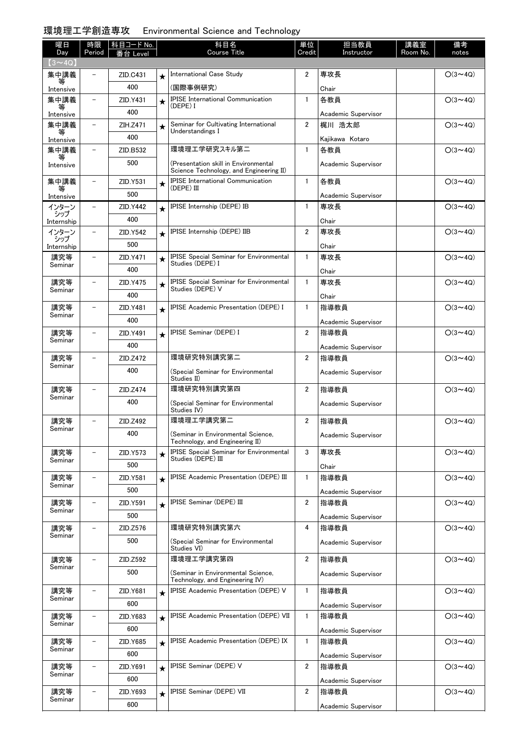## 環境理工学創造専攻　Environmental Science and Technology

| 曜日 Day | 時限 Period | 科目コード No. 番台 Level | | 科目名 Course Title | 単位 Credit | 担当教員 Instructor | 講義室 Room No. | 備考 notes |
|---|---|---|---|---|---|---|---|---|
| 【3～4Q】 | | | | | | | | |
| 集中講義等 Intensive | － | ZID.C431<br>400 | ★ | International Case Study<br>(国際事例研究) | 2 | 専攻長<br>Chair | | ○(3～4Q) |
| 集中講義等 Intensive | － | ZID.Y431<br>400 | ★ | IPISE International Communication (DEPE) I | 1 | 各教員<br>Academic Supervisor | | ○(3～4Q) |
| 集中講義等 Intensive | － | ZIH.Z471<br>400 | ★ | Seminar for Cultivating International Understandings I | 2 | 梶川　浩太郎<br>Kajikawa　Kotaro | | ○(3～4Q) |
| 集中講義等 Intensive | － | ZID.B532<br>500 | | 環境理工学研究スキル第二<br>(Presentation skill in Environmental Science Technology, and Engineering II) | 1 | 各教員<br>Academic Supervisor | | ○(3～4Q) |
| 集中講義等 Intensive | － | ZID.Y531<br>500 | ★ | IPISE International Communication (DEPE) III | 1 | 各教員<br>Academic Supervisor | | ○(3～4Q) |
| インターンシップ Internship | － | ZID.Y442<br>400 | ★ | IPISE Internship (DEPE) IB | 1 | 専攻長<br>Chair | | ○(3～4Q) |
| インターンシップ Internship | － | ZID.Y542<br>500 | ★ | IPISE Internship (DEPE) IIB | 2 | 専攻長<br>Chair | | ○(3～4Q) |
| 講究等 Seminar | － | ZID.Y471<br>400 | ★ | IPISE Special Seminar for Environmental Studies (DEPE) I | 1 | 専攻長<br>Chair | | ○(3～4Q) |
| 講究等 Seminar | － | ZID.Y475<br>400 | ★ | IPISE Special Seminar for Environmental Studies (DEPE) V | 1 | 専攻長<br>Chair | | ○(3～4Q) |
| 講究等 Seminar | － | ZID.Y481<br>400 | ★ | IPISE Academic Presentation (DEPE) I | 1 | 指導教員<br>Academic Supervisor | | ○(3～4Q) |
| 講究等 Seminar | － | ZID.Y491<br>400 | ★ | IPISE Seminar (DEPE) I | 2 | 指導教員<br>Academic Supervisor | | ○(3～4Q) |
| 講究等 Seminar | － | ZID.Z472<br>400 | | 環境研究特別講究第二<br>(Special Seminar for Environmental Studies II) | 2 | 指導教員<br>Academic Supervisor | | ○(3～4Q) |
| 講究等 Seminar | － | ZID.Z474<br>400 | | 環境研究特別講究第四<br>(Special Seminar for Environmental Studies IV) | 2 | 指導教員<br>Academic Supervisor | | ○(3～4Q) |
| 講究等 Seminar | － | ZID.Z492<br>400 | | 環境理工学講究第二<br>(Seminar in Environmental Science, Technology, and Engineering II) | 2 | 指導教員<br>Academic Supervisor | | ○(3～4Q) |
| 講究等 Seminar | － | ZID.Y573<br>500 | ★ | IPISE Special Seminar for Environmental Studies (DEPE) III | 3 | 専攻長<br>Chair | | ○(3～4Q) |
| 講究等 Seminar | － | ZID.Y581<br>500 | ★ | IPISE Academic Presentation (DEPE) III | 1 | 指導教員<br>Academic Supervisor | | ○(3～4Q) |
| 講究等 Seminar | － | ZID.Y591<br>500 | ★ | IPISE Seminar (DEPE) III | 2 | 指導教員<br>Academic Supervisor | | ○(3～4Q) |
| 講究等 Seminar | － | ZID.Z576<br>500 | | 環境研究特別講究第六<br>(Special Seminar for Environmental Studies VI) | 4 | 指導教員<br>Academic Supervisor | | ○(3～4Q) |
| 講究等 Seminar | － | ZID.Z592<br>500 | | 環境理工学講究第四<br>(Seminar in Environmental Science, Technology, and Engineering IV) | 2 | 指導教員<br>Academic Supervisor | | ○(3～4Q) |
| 講究等 Seminar | － | ZID.Y681<br>600 | ★ | IPISE Academic Presentation (DEPE) V | 1 | 指導教員<br>Academic Supervisor | | ○(3～4Q) |
| 講究等 Seminar | － | ZID.Y683<br>600 | ★ | IPISE Academic Presentation (DEPE) VII | 1 | 指導教員<br>Academic Supervisor | | ○(3～4Q) |
| 講究等 Seminar | － | ZID.Y685<br>600 | ★ | IPISE Academic Presentation (DEPE) IX | 1 | 指導教員<br>Academic Supervisor | | ○(3～4Q) |
| 講究等 Seminar | － | ZID.Y691<br>600 | ★ | IPISE Seminar (DEPE) V | 2 | 指導教員<br>Academic Supervisor | | ○(3～4Q) |
| 講究等 Seminar | － | ZID.Y693<br>600 | ★ | IPISE Seminar (DEPE) VII | 2 | 指導教員<br>Academic Supervisor | | ○(3～4Q) |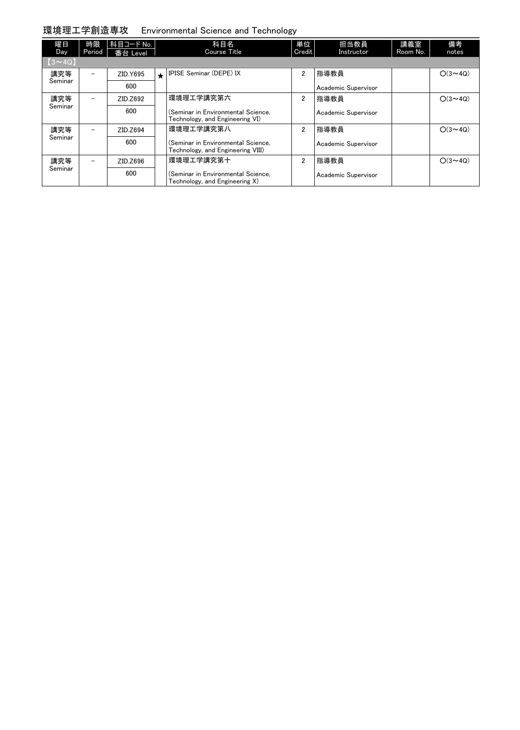## 環境理工学創造専攻　Environmental Science and Technology

| 曜日 Day | 時限 Period | 科目コード No. / 番台 Level | | 科目名 Course Title | 単位 Credit | 担当教員 Instructor | 講義室 Room No. | 備考 notes |
|---|---|---|---|---|---|---|---|---|
| 【3～4Q】 | | | | | | | | |
| 講究等 Seminar | － | ZID.Y695 / 600 | ★ | IPISE Seminar (DEPE) IX | 2 | 指導教員 / Academic Supervisor | | ○(3～4Q) |
| 講究等 Seminar | － | ZID.Z692 / 600 | | 環境理工学講究第六 (Seminar in Environmental Science, Technology, and Engineering VI) | 2 | 指導教員 / Academic Supervisor | | ○(3～4Q) |
| 講究等 Seminar | － | ZID.Z694 / 600 | | 環境理工学講究第八 (Seminar in Environmental Science, Technology, and Engineering VIII) | 2 | 指導教員 / Academic Supervisor | | ○(3～4Q) |
| 講究等 Seminar | － | ZID.Z696 / 600 | | 環境理工学講究第十 (Seminar in Environmental Science, Technology, and Engineering X) | 2 | 指導教員 / Academic Supervisor | | ○(3～4Q) |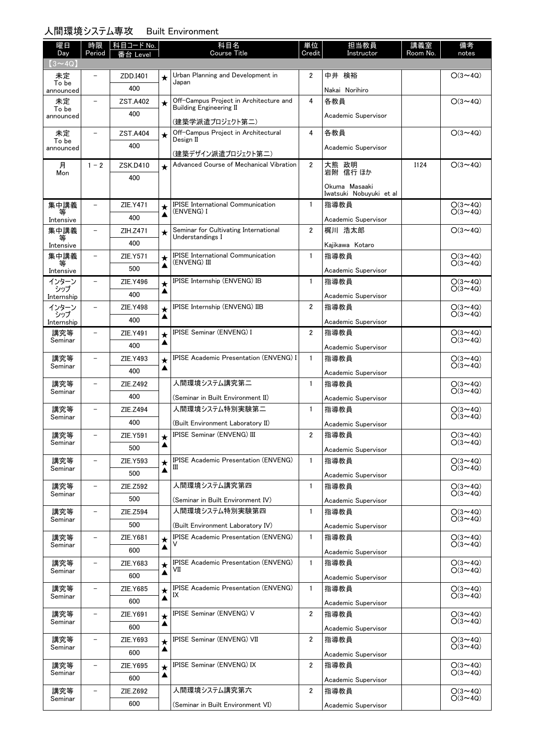## 人間環境システム専攻　Built Environment

| 曜日 Day | 時限 Period | 科目コード No. 番台 Level | | 科目名 Course Title | 単位 Credit | 担当教員 Instructor | 講義室 Room No. | 備考 notes |
|---|---|---|---|---|---|---|---|---|
| 【3～4Q】 | | | | | | | | |
| 未定 To be announced | － | ZDD.I401 400 | ★ | Urban Planning and Development in Japan | 2 | 中井 検裕 Nakai Norihiro | | ○(3～4Q) |
| 未定 To be announced | － | ZST.A402 400 | ★ | Off-Campus Project in Architecture and Building Engineering II (建築学派遣プロジェクト第二) | 4 | 各教員 Academic Supervisor | | ○(3～4Q) |
| 未定 To be announced | － | ZST.A404 400 | ★ | Off-Campus Project in Architectural Design II (建築デザイン派遣プロジェクト第二) | 4 | 各教員 Academic Supervisor | | ○(3～4Q) |
| 月 Mon | 1－2 | ZSK.D410 400 | ★ | Advanced Course of Mechanical Vibration | 2 | 大熊 政明 岩附 信行 ほか Okuma Masaaki Iwatsuki Nobuyuki et al | I124 | ○(3～4Q) |
| 集中講義等 Intensive | － | ZIE.Y471 400 | ★ ▲ | IPISE International Communication (ENVENG) I | 1 | 指導教員 Academic Supervisor | | ○(3～4Q) ○(3～4Q) |
| 集中講義等 Intensive | － | ZIH.Z471 400 | ★ | Seminar for Cultivating International Understandings I | 2 | 梶川 浩太郎 Kajikawa Kotaro | | ○(3～4Q) |
| 集中講義等 Intensive | － | ZIE.Y571 500 | ★ ▲ | IPISE International Communication (ENVENG) III | 1 | 指導教員 Academic Supervisor | | ○(3～4Q) ○(3～4Q) |
| インターンシップ Internship | － | ZIE.Y496 400 | ★ ▲ | IPISE Internship (ENVENG) IB | 1 | 指導教員 Academic Supervisor | | ○(3～4Q) ○(3～4Q) |
| インターンシップ Internship | － | ZIE.Y498 400 | ★ ▲ | IPISE Internship (ENVENG) IIB | 2 | 指導教員 Academic Supervisor | | ○(3～4Q) ○(3～4Q) |
| 講究等 Seminar | － | ZIE.Y491 400 | ★ ▲ | IPISE Seminar (ENVENG) I | 2 | 指導教員 Academic Supervisor | | ○(3～4Q) ○(3～4Q) |
| 講究等 Seminar | － | ZIE.Y493 400 | ★ ▲ | IPISE Academic Presentation (ENVENG) I | 1 | 指導教員 Academic Supervisor | | ○(3～4Q) ○(3～4Q) |
| 講究等 Seminar | － | ZIE.Z492 400 | | 人間環境システム講究第二 (Seminar in Built Environment II) | 1 | 指導教員 Academic Supervisor | | ○(3～4Q) ○(3～4Q) |
| 講究等 Seminar | － | ZIE.Z494 400 | | 人間環境システム特別実験第二 (Built Environment Laboratory II) | 1 | 指導教員 Academic Supervisor | | ○(3～4Q) ○(3～4Q) |
| 講究等 Seminar | － | ZIE.Y591 500 | ★ ▲ | IPISE Seminar (ENVENG) III | 2 | 指導教員 Academic Supervisor | | ○(3～4Q) ○(3～4Q) |
| 講究等 Seminar | － | ZIE.Y593 500 | ★ ▲ | IPISE Academic Presentation (ENVENG) III | 1 | 指導教員 Academic Supervisor | | ○(3～4Q) ○(3～4Q) |
| 講究等 Seminar | － | ZIE.Z592 500 | | 人間環境システム講究第四 (Seminar in Built Environment IV) | 1 | 指導教員 Academic Supervisor | | ○(3～4Q) ○(3～4Q) |
| 講究等 Seminar | － | ZIE.Z594 500 | | 人間環境システム特別実験第四 (Built Environment Laboratory IV) | 1 | 指導教員 Academic Supervisor | | ○(3～4Q) ○(3～4Q) |
| 講究等 Seminar | － | ZIE.Y681 600 | ★ ▲ | IPISE Academic Presentation (ENVENG) V | 1 | 指導教員 Academic Supervisor | | ○(3～4Q) ○(3～4Q) |
| 講究等 Seminar | － | ZIE.Y683 600 | ★ ▲ | IPISE Academic Presentation (ENVENG) VII | 1 | 指導教員 Academic Supervisor | | ○(3～4Q) ○(3～4Q) |
| 講究等 Seminar | － | ZIE.Y685 600 | ★ ▲ | IPISE Academic Presentation (ENVENG) IX | 1 | 指導教員 Academic Supervisor | | ○(3～4Q) ○(3～4Q) |
| 講究等 Seminar | － | ZIE.Y691 600 | ★ ▲ | IPISE Seminar (ENVENG) V | 2 | 指導教員 Academic Supervisor | | ○(3～4Q) ○(3～4Q) |
| 講究等 Seminar | － | ZIE.Y693 600 | ★ ▲ | IPISE Seminar (ENVENG) VII | 2 | 指導教員 Academic Supervisor | | ○(3～4Q) ○(3～4Q) |
| 講究等 Seminar | － | ZIE.Y695 600 | ★ ▲ | IPISE Seminar (ENVENG) IX | 2 | 指導教員 Academic Supervisor | | ○(3～4Q) ○(3～4Q) |
| 講究等 Seminar | － | ZIE.Z692 600 | | 人間環境システム講究第六 (Seminar in Built Environment VI) | 2 | 指導教員 Academic Supervisor | | ○(3～4Q) ○(3～4Q) |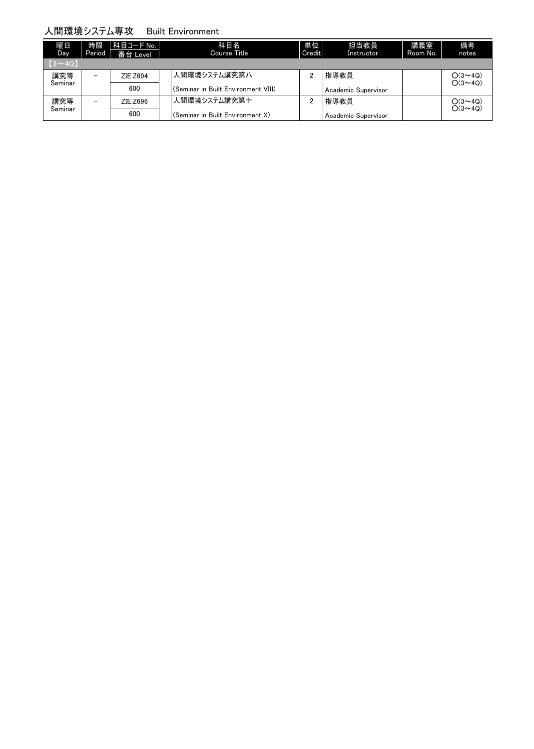## 人間環境システム専攻　Built Environment

| 曜日 Day | 時限 Period | 科目コード No. 番台 Level | 科目名 Course Title | 単位 Credit | 担当教員 Instructor | 講義室 Room No. | 備考 notes |
|---|---|---|---|---|---|---|---|
| 【3～4Q】 | | | | | | | |
| 講究等 Seminar | － | ZIE.Z694<br>600 | 人間環境システム講究第八<br>(Seminar in Built Environment VIII) | 2 | 指導教員<br>Academic Supervisor | | ○(3～4Q)<br>○(3～4Q) |
| 講究等 Seminar | － | ZIE.Z696<br>600 | 人間環境システム講究第十<br>(Seminar in Built Environment X) | 2 | 指導教員<br>Academic Supervisor | | ○(3～4Q)<br>○(3～4Q) |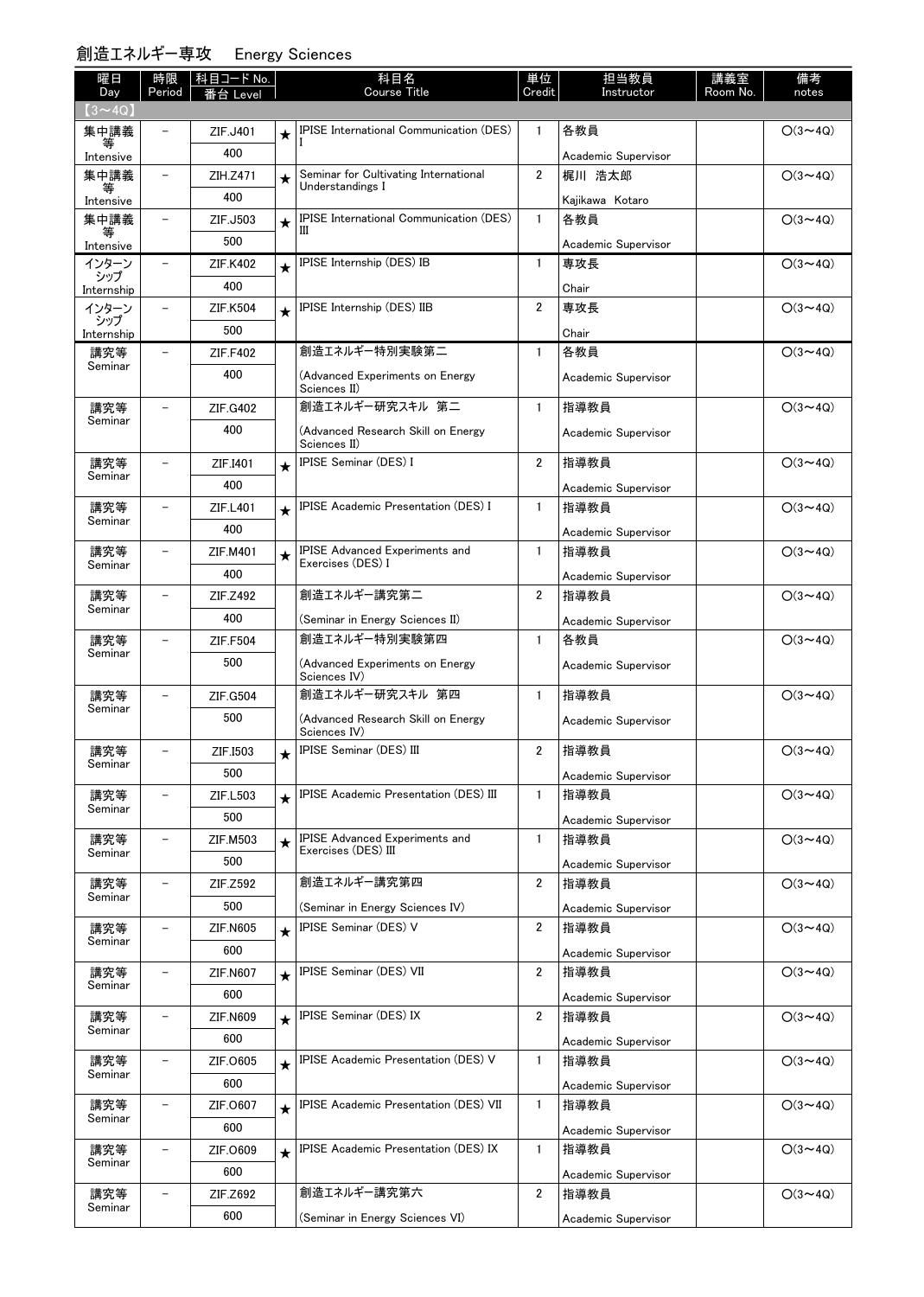## 創造エネルギー専攻　Energy Sciences

| 曜日 Day | 時限 Period | 科目コード No. 番台 Level | | 科目名 Course Title | 単位 Credit | 担当教員 Instructor | 講義室 Room No. | 備考 notes |
|---|---|---|---|---|---|---|---|---|
| 【3～4Q】 | | | | | | | | |
| 集中講義等 Intensive | － | ZIF.J401 400 | ★ | IPISE International Communication (DES) I | 1 | 各教員 Academic Supervisor | | ○(3～4Q) |
| 集中講義等 Intensive | － | ZIH.Z471 400 | ★ | Seminar for Cultivating International Understandings I | 2 | 梶川 浩太郎 Kajikawa Kotaro | | ○(3～4Q) |
| 集中講義等 Intensive | － | ZIF.J503 500 | ★ | IPISE International Communication (DES) III | 1 | 各教員 Academic Supervisor | | ○(3～4Q) |
| インターンシップ Internship | － | ZIF.K402 400 | ★ | IPISE Internship (DES) IB | 1 | 専攻長 Chair | | ○(3～4Q) |
| インターンシップ Internship | － | ZIF.K504 500 | ★ | IPISE Internship (DES) IIB | 2 | 専攻長 Chair | | ○(3～4Q) |
| 講究等 Seminar | － | ZIF.F402 400 | | 創造エネルギー特別実験第二 (Advanced Experiments on Energy Sciences II) | 1 | 各教員 Academic Supervisor | | ○(3～4Q) |
| 講究等 Seminar | － | ZIF.G402 400 | | 創造エネルギー研究スキル 第二 (Advanced Research Skill on Energy Sciences II) | 1 | 指導教員 Academic Supervisor | | ○(3～4Q) |
| 講究等 Seminar | － | ZIF.I401 400 | ★ | IPISE Seminar (DES) I | 2 | 指導教員 Academic Supervisor | | ○(3～4Q) |
| 講究等 Seminar | － | ZIF.L401 400 | ★ | IPISE Academic Presentation (DES) I | 1 | 指導教員 Academic Supervisor | | ○(3～4Q) |
| 講究等 Seminar | － | ZIF.M401 400 | ★ | IPISE Advanced Experiments and Exercises (DES) I | 1 | 指導教員 Academic Supervisor | | ○(3～4Q) |
| 講究等 Seminar | － | ZIF.Z492 400 | | 創造エネルギー講究第二 (Seminar in Energy Sciences II) | 2 | 指導教員 Academic Supervisor | | ○(3～4Q) |
| 講究等 Seminar | － | ZIF.F504 500 | | 創造エネルギー特別実験第四 (Advanced Experiments on Energy Sciences IV) | 1 | 各教員 Academic Supervisor | | ○(3～4Q) |
| 講究等 Seminar | － | ZIF.G504 500 | | 創造エネルギー研究スキル 第四 (Advanced Research Skill on Energy Sciences IV) | 1 | 指導教員 Academic Supervisor | | ○(3～4Q) |
| 講究等 Seminar | － | ZIF.I503 500 | ★ | IPISE Seminar (DES) III | 2 | 指導教員 Academic Supervisor | | ○(3～4Q) |
| 講究等 Seminar | － | ZIF.L503 500 | ★ | IPISE Academic Presentation (DES) III | 1 | 指導教員 Academic Supervisor | | ○(3～4Q) |
| 講究等 Seminar | － | ZIF.M503 500 | ★ | IPISE Advanced Experiments and Exercises (DES) III | 1 | 指導教員 Academic Supervisor | | ○(3～4Q) |
| 講究等 Seminar | － | ZIF.Z592 500 | | 創造エネルギー講究第四 (Seminar in Energy Sciences IV) | 2 | 指導教員 Academic Supervisor | | ○(3～4Q) |
| 講究等 Seminar | － | ZIF.N605 600 | ★ | IPISE Seminar (DES) V | 2 | 指導教員 Academic Supervisor | | ○(3～4Q) |
| 講究等 Seminar | － | ZIF.N607 600 | ★ | IPISE Seminar (DES) VII | 2 | 指導教員 Academic Supervisor | | ○(3～4Q) |
| 講究等 Seminar | － | ZIF.N609 600 | ★ | IPISE Seminar (DES) IX | 2 | 指導教員 Academic Supervisor | | ○(3～4Q) |
| 講究等 Seminar | － | ZIF.O605 600 | ★ | IPISE Academic Presentation (DES) V | 1 | 指導教員 Academic Supervisor | | ○(3～4Q) |
| 講究等 Seminar | － | ZIF.O607 600 | ★ | IPISE Academic Presentation (DES) VII | 1 | 指導教員 Academic Supervisor | | ○(3～4Q) |
| 講究等 Seminar | － | ZIF.O609 600 | ★ | IPISE Academic Presentation (DES) IX | 1 | 指導教員 Academic Supervisor | | ○(3～4Q) |
| 講究等 Seminar | － | ZIF.Z692 600 | | 創造エネルギー講究第六 (Seminar in Energy Sciences VI) | 2 | 指導教員 Academic Supervisor | | ○(3～4Q) |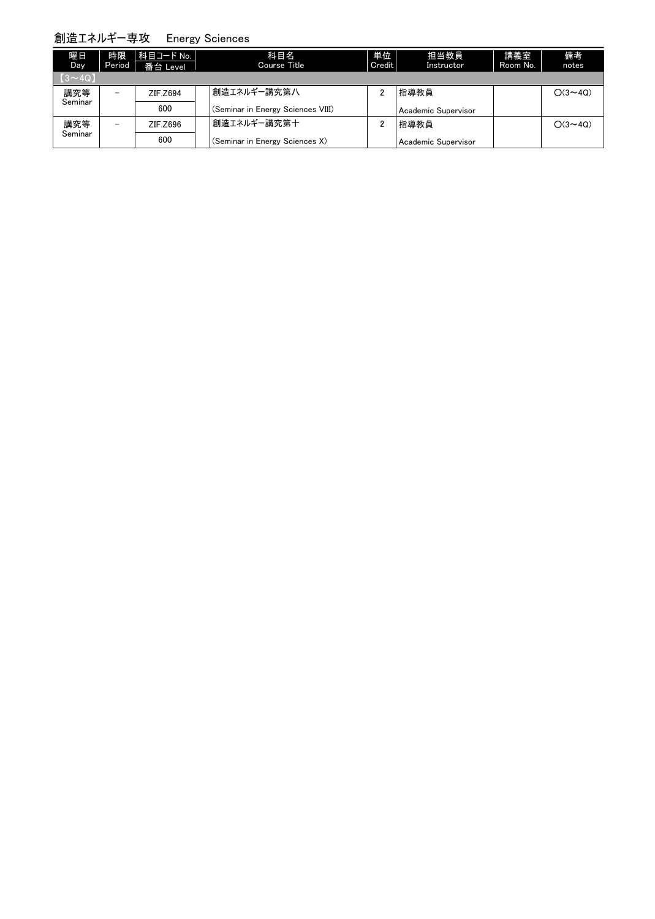## 創造エネルギー専攻　Energy Sciences

| 曜日 Day | 時限 Period | 科目コード No. 番台 Level | 科目名 Course Title | 単位 Credit | 担当教員 Instructor | 講義室 Room No. | 備考 notes |
|---|---|---|---|---|---|---|---|
| 【3～4Q】 | | | | | | | |
| 講究等 Seminar | － | ZIF.Z694 600 | 創造エネルギー講究第八 (Seminar in Energy Sciences VIII) | 2 | 指導教員 Academic Supervisor | | ○(3～4Q) |
| 講究等 Seminar | － | ZIF.Z696 600 | 創造エネルギー講究第十 (Seminar in Energy Sciences X) | 2 | 指導教員 Academic Supervisor | | ○(3～4Q) |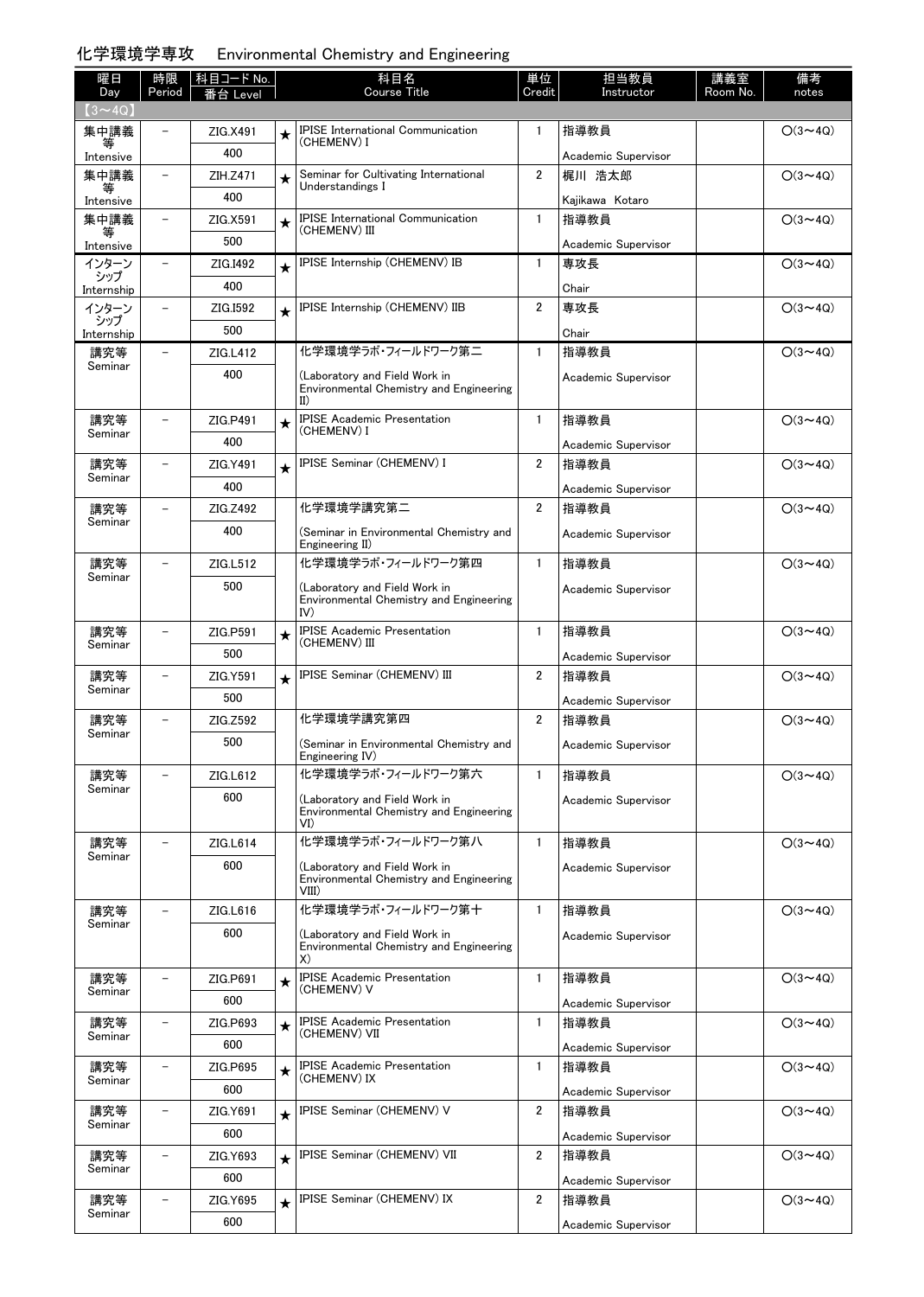## 化学環境学専攻　Environmental Chemistry and Engineering

| 曜日 Day | 時限 Period | 科目コード No. 番台 Level | | 科目名 Course Title | 単位 Credit | 担当教員 Instructor | 講義室 Room No. | 備考 notes |
|---|---|---|---|---|---|---|---|---|
| 【3～4Q】 | | | | | | | | |
| 集中講義等 Intensive | – | ZIG.X491 400 | ★ | IPISE International Communication (CHEMENV) I | 1 | 指導教員 Academic Supervisor | | ○(3～4Q) |
| 集中講義等 Intensive | – | ZIH.Z471 400 | ★ | Seminar for Cultivating International Understandings I | 2 | 梶川 浩太郎 Kajikawa Kotaro | | ○(3～4Q) |
| 集中講義等 Intensive | – | ZIG.X591 500 | ★ | IPISE International Communication (CHEMENV) III | 1 | 指導教員 Academic Supervisor | | ○(3～4Q) |
| インターンシップ Internship | – | ZIG.I492 400 | ★ | IPISE Internship (CHEMENV) IB | 1 | 専攻長 Chair | | ○(3～4Q) |
| インターンシップ Internship | – | ZIG.I592 500 | ★ | IPISE Internship (CHEMENV) IIB | 2 | 専攻長 Chair | | ○(3～4Q) |
| 講究等 Seminar | – | ZIG.L412 400 | | 化学環境学ラボ・フィールドワーク第二 (Laboratory and Field Work in Environmental Chemistry and Engineering II) | 1 | 指導教員 Academic Supervisor | | ○(3～4Q) |
| 講究等 Seminar | – | ZIG.P491 400 | ★ | IPISE Academic Presentation (CHEMENV) I | 1 | 指導教員 Academic Supervisor | | ○(3～4Q) |
| 講究等 Seminar | – | ZIG.Y491 400 | ★ | IPISE Seminar (CHEMENV) I | 2 | 指導教員 Academic Supervisor | | ○(3～4Q) |
| 講究等 Seminar | – | ZIG.Z492 400 | | 化学環境学講究第二 (Seminar in Environmental Chemistry and Engineering II) | 2 | 指導教員 Academic Supervisor | | ○(3～4Q) |
| 講究等 Seminar | – | ZIG.L512 500 | | 化学環境学ラボ・フィールドワーク第四 (Laboratory and Field Work in Environmental Chemistry and Engineering IV) | 1 | 指導教員 Academic Supervisor | | ○(3～4Q) |
| 講究等 Seminar | – | ZIG.P591 500 | ★ | IPISE Academic Presentation (CHEMENV) III | 1 | 指導教員 Academic Supervisor | | ○(3～4Q) |
| 講究等 Seminar | – | ZIG.Y591 500 | ★ | IPISE Seminar (CHEMENV) III | 2 | 指導教員 Academic Supervisor | | ○(3～4Q) |
| 講究等 Seminar | – | ZIG.Z592 500 | | 化学環境学講究第四 (Seminar in Environmental Chemistry and Engineering IV) | 2 | 指導教員 Academic Supervisor | | ○(3～4Q) |
| 講究等 Seminar | – | ZIG.L612 600 | | 化学環境学ラボ・フィールドワーク第六 (Laboratory and Field Work in Environmental Chemistry and Engineering VI) | 1 | 指導教員 Academic Supervisor | | ○(3～4Q) |
| 講究等 Seminar | – | ZIG.L614 600 | | 化学環境学ラボ・フィールドワーク第八 (Laboratory and Field Work in Environmental Chemistry and Engineering VIII) | 1 | 指導教員 Academic Supervisor | | ○(3～4Q) |
| 講究等 Seminar | – | ZIG.L616 600 | | 化学環境学ラボ・フィールドワーク第十 (Laboratory and Field Work in Environmental Chemistry and Engineering X) | 1 | 指導教員 Academic Supervisor | | ○(3～4Q) |
| 講究等 Seminar | – | ZIG.P691 600 | ★ | IPISE Academic Presentation (CHEMENV) V | 1 | 指導教員 Academic Supervisor | | ○(3～4Q) |
| 講究等 Seminar | – | ZIG.P693 600 | ★ | IPISE Academic Presentation (CHEMENV) VII | 1 | 指導教員 Academic Supervisor | | ○(3～4Q) |
| 講究等 Seminar | – | ZIG.P695 600 | ★ | IPISE Academic Presentation (CHEMENV) IX | 1 | 指導教員 Academic Supervisor | | ○(3～4Q) |
| 講究等 Seminar | – | ZIG.Y691 600 | ★ | IPISE Seminar (CHEMENV) V | 2 | 指導教員 Academic Supervisor | | ○(3～4Q) |
| 講究等 Seminar | – | ZIG.Y693 600 | ★ | IPISE Seminar (CHEMENV) VII | 2 | 指導教員 Academic Supervisor | | ○(3～4Q) |
| 講究等 Seminar | – | ZIG.Y695 600 | ★ | IPISE Seminar (CHEMENV) IX | 2 | 指導教員 Academic Supervisor | | ○(3～4Q) |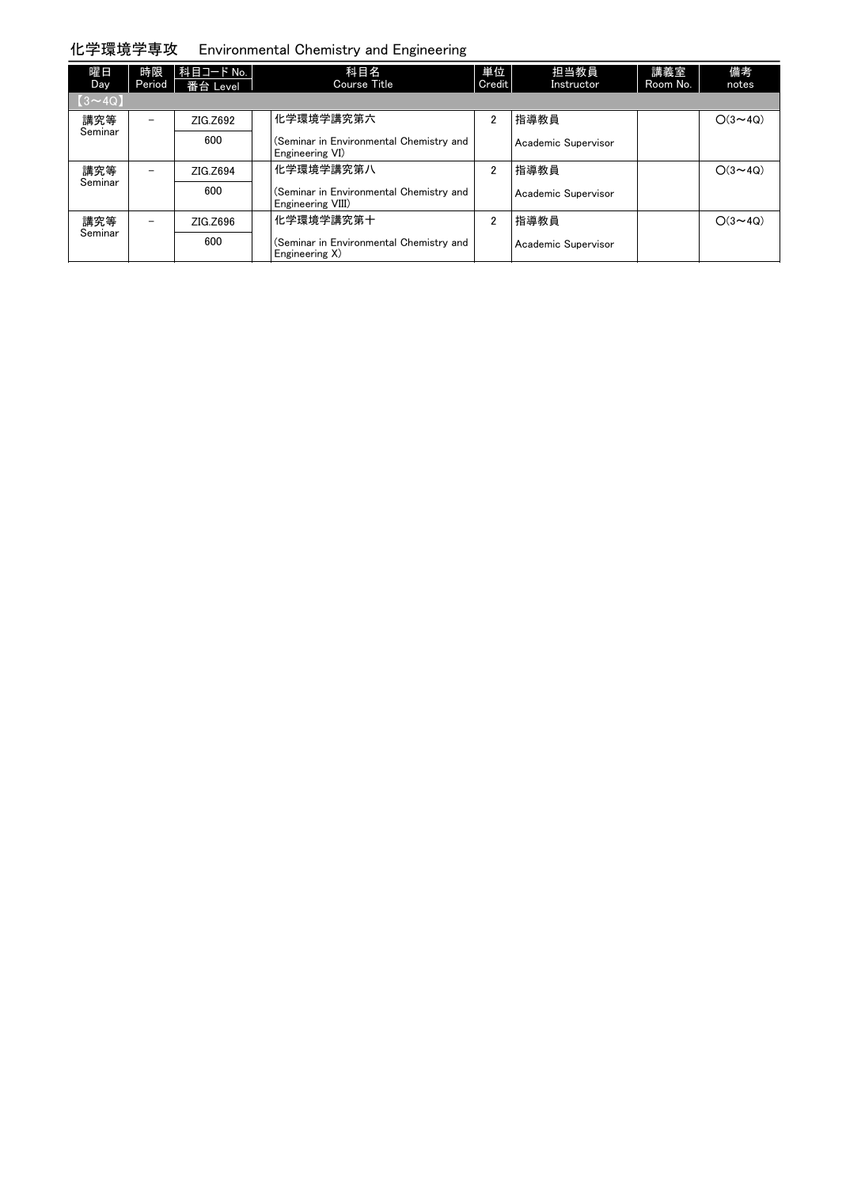## 化学環境学専攻　Environmental Chemistry and Engineering

| 曜日 Day | 時限 Period | 科目コード No. / 番台 Level | 科目名 Course Title | 単位 Credit | 担当教員 Instructor | 講義室 Room No. | 備考 notes |
|---|---|---|---|---|---|---|---|
| 【3～4Q】 | | | | | | | |
| 講究等 Seminar | － | ZIG.Z692 / 600 | 化学環境学講究第六 (Seminar in Environmental Chemistry and Engineering VI) | 2 | 指導教員 Academic Supervisor | | ○(3～4Q) |
| 講究等 Seminar | － | ZIG.Z694 / 600 | 化学環境学講究第八 (Seminar in Environmental Chemistry and Engineering VIII) | 2 | 指導教員 Academic Supervisor | | ○(3～4Q) |
| 講究等 Seminar | － | ZIG.Z696 / 600 | 化学環境学講究第十 (Seminar in Environmental Chemistry and Engineering X) | 2 | 指導教員 Academic Supervisor | | ○(3～4Q) |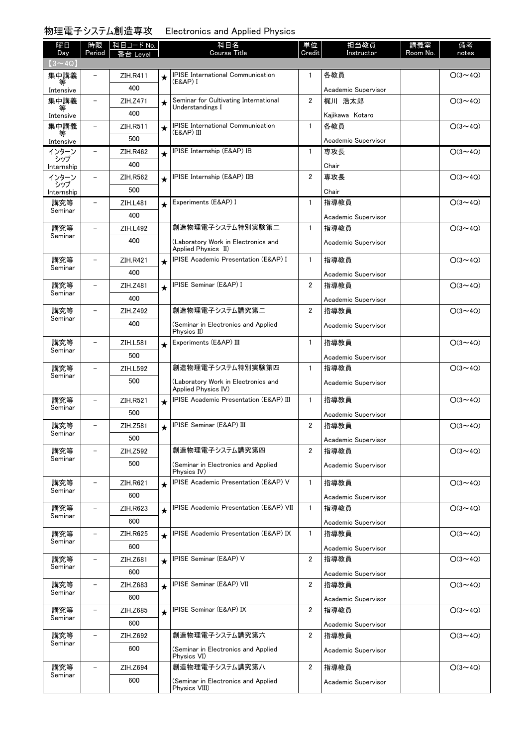## 物理電子システム創造専攻　Electronics and Applied Physics

| 曜日 Day | 時限 Period | 科目コード No. 番台 Level | | 科目名 Course Title | 単位 Credit | 担当教員 Instructor | 講義室 Room No. | 備考 notes |
|---|---|---|---|---|---|---|---|---|
| 【3～4Q】 | | | | | | | | |
| 集中講義等 Intensive | － | ZIH.R411 400 | ★ | IPISE International Communication (E&AP) I | 1 | 各教員 Academic Supervisor | | ○(3～4Q) |
| 集中講義等 Intensive | － | ZIH.Z471 400 | ★ | Seminar for Cultivating International Understandings I | 2 | 梶川 浩太郎 Kajikawa Kotaro | | ○(3～4Q) |
| 集中講義等 Intensive | － | ZIH.R511 500 | ★ | IPISE International Communication (E&AP) III | 1 | 各教員 Academic Supervisor | | ○(3～4Q) |
| インターンシップ Internship | － | ZIH.R462 400 | ★ | IPISE Internship (E&AP) IB | 1 | 専攻長 Chair | | ○(3～4Q) |
| インターンシップ Internship | － | ZIH.R562 500 | ★ | IPISE Internship (E&AP) IIB | 2 | 専攻長 Chair | | ○(3～4Q) |
| 講究等 Seminar | － | ZIH.L481 400 | ★ | Experiments (E&AP) I | 1 | 指導教員 Academic Supervisor | | ○(3～4Q) |
| 講究等 Seminar | － | ZIH.L492 400 | | 創造物理電子システム特別実験第二 (Laboratory Work in Electronics and Applied Physics II) | 1 | 指導教員 Academic Supervisor | | ○(3～4Q) |
| 講究等 Seminar | － | ZIH.R421 400 | ★ | IPISE Academic Presentation (E&AP) I | 1 | 指導教員 Academic Supervisor | | ○(3～4Q) |
| 講究等 Seminar | － | ZIH.Z481 400 | ★ | IPISE Seminar (E&AP) I | 2 | 指導教員 Academic Supervisor | | ○(3～4Q) |
| 講究等 Seminar | － | ZIH.Z492 400 | | 創造物理電子システム講究第二 (Seminar in Electronics and Applied Physics II) | 2 | 指導教員 Academic Supervisor | | ○(3～4Q) |
| 講究等 Seminar | － | ZIH.L581 500 | ★ | Experiments (E&AP) III | 1 | 指導教員 Academic Supervisor | | ○(3～4Q) |
| 講究等 Seminar | － | ZIH.L592 500 | | 創造物理電子システム特別実験第四 (Laboratory Work in Electronics and Applied Physics IV) | 1 | 指導教員 Academic Supervisor | | ○(3～4Q) |
| 講究等 Seminar | － | ZIH.R521 500 | ★ | IPISE Academic Presentation (E&AP) III | 1 | 指導教員 Academic Supervisor | | ○(3～4Q) |
| 講究等 Seminar | － | ZIH.Z581 500 | ★ | IPISE Seminar (E&AP) III | 2 | 指導教員 Academic Supervisor | | ○(3～4Q) |
| 講究等 Seminar | － | ZIH.Z592 500 | | 創造物理電子システム講究第四 (Seminar in Electronics and Applied Physics IV) | 2 | 指導教員 Academic Supervisor | | ○(3～4Q) |
| 講究等 Seminar | － | ZIH.R621 600 | ★ | IPISE Academic Presentation (E&AP) V | 1 | 指導教員 Academic Supervisor | | ○(3～4Q) |
| 講究等 Seminar | － | ZIH.R623 600 | ★ | IPISE Academic Presentation (E&AP) VII | 1 | 指導教員 Academic Supervisor | | ○(3～4Q) |
| 講究等 Seminar | － | ZIH.R625 600 | ★ | IPISE Academic Presentation (E&AP) IX | 1 | 指導教員 Academic Supervisor | | ○(3～4Q) |
| 講究等 Seminar | － | ZIH.Z681 600 | ★ | IPISE Seminar (E&AP) V | 2 | 指導教員 Academic Supervisor | | ○(3～4Q) |
| 講究等 Seminar | － | ZIH.Z683 600 | ★ | IPISE Seminar (E&AP) VII | 2 | 指導教員 Academic Supervisor | | ○(3～4Q) |
| 講究等 Seminar | － | ZIH.Z685 600 | ★ | IPISE Seminar (E&AP) IX | 2 | 指導教員 Academic Supervisor | | ○(3～4Q) |
| 講究等 Seminar | － | ZIH.Z692 600 | | 創造物理電子システム講究第六 (Seminar in Electronics and Applied Physics VI) | 2 | 指導教員 Academic Supervisor | | ○(3～4Q) |
| 講究等 Seminar | － | ZIH.Z694 600 | | 創造物理電子システム講究第八 (Seminar in Electronics and Applied Physics VIII) | 2 | 指導教員 Academic Supervisor | | ○(3～4Q) |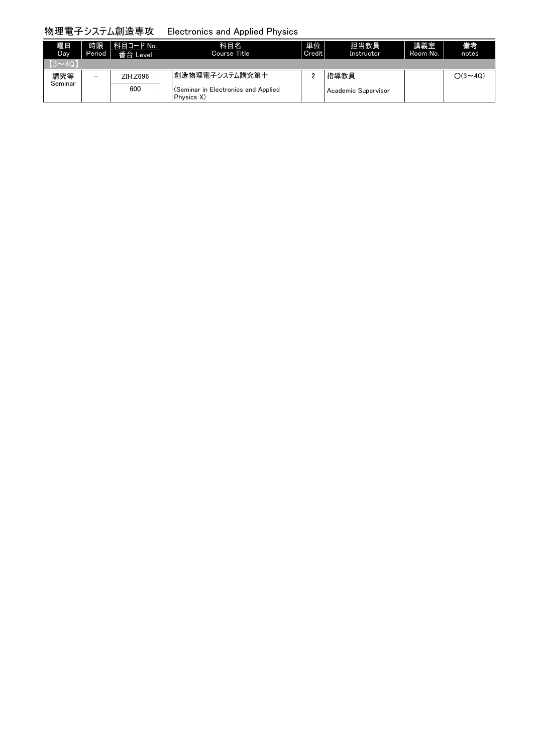## 物理電子システム創造専攻　Electronics and Applied Physics

| 曜日 Day | 時限 Period | 科目コード No. / 番台 Level | 科目名 Course Title | 単位 Credit | 担当教員 Instructor | 講義室 Room No. | 備考 notes |
|---|---|---|---|---|---|---|---|
| 【3～4Q】 | | | | | | | |
| 講究等 Seminar | － | ZIH.Z696 / 600 | 創造物理電子システム講究第十 (Seminar in Electronics and Applied Physics X) | 2 | 指導教員 Academic Supervisor | | ○(3～4Q) |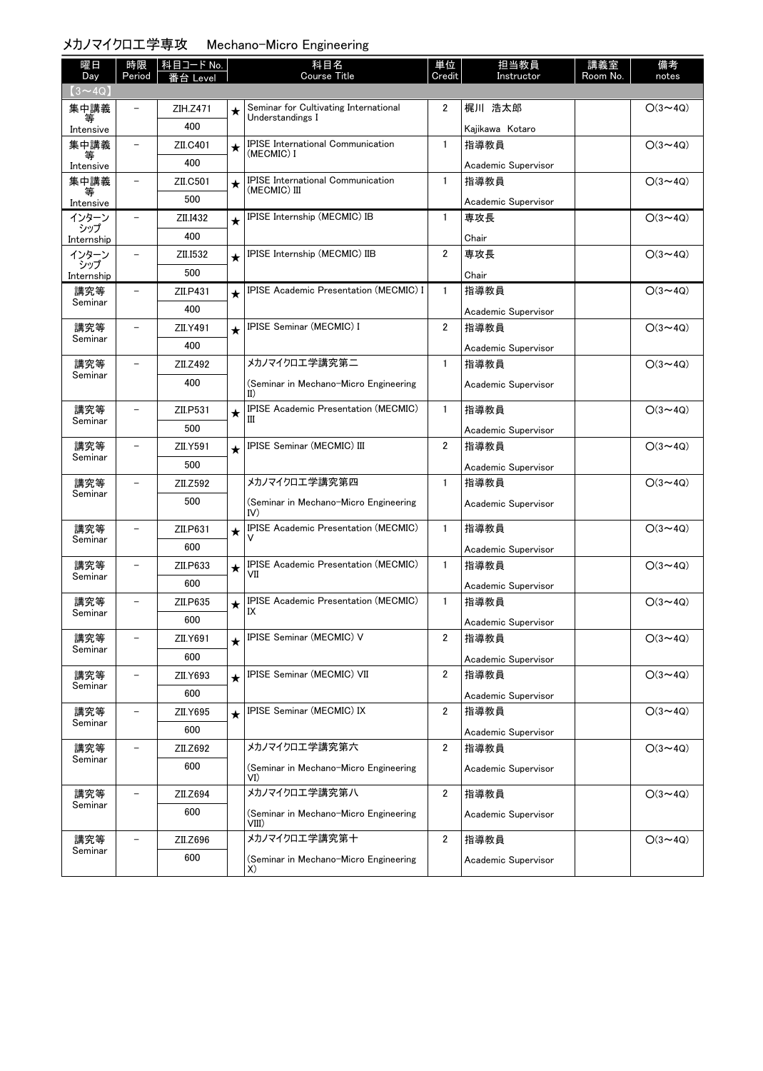## メカノマイクロ工学専攻　Mechano-Micro Engineering

| 曜日 Day | 時限 Period | 科目コード No. 番台 Level | | 科目名 Course Title | 単位 Credit | 担当教員 Instructor | 講義室 Room No. | 備考 notes |
|---|---|---|---|---|---|---|---|---|
| 【3～4Q】 | | | | | | | | |
| 集中講義等 Intensive | － | ZIH.Z471 400 | ★ | Seminar for Cultivating International Understandings I | 2 | 梶川 浩太郎 Kajikawa Kotaro | | ○(3～4Q) |
| 集中講義等 Intensive | － | ZII.C401 400 | ★ | IPISE International Communication (MECMIC) I | 1 | 指導教員 Academic Supervisor | | ○(3～4Q) |
| 集中講義等 Intensive | － | ZII.C501 500 | ★ | IPISE International Communication (MECMIC) III | 1 | 指導教員 Academic Supervisor | | ○(3～4Q) |
| インターンシップ Internship | － | ZII.I432 400 | ★ | IPISE Internship (MECMIC) IB | 1 | 専攻長 Chair | | ○(3～4Q) |
| インターンシップ Internship | － | ZII.I532 500 | ★ | IPISE Internship (MECMIC) IIB | 2 | 専攻長 Chair | | ○(3～4Q) |
| 講究等 Seminar | － | ZII.P431 400 | ★ | IPISE Academic Presentation (MECMIC) I | 1 | 指導教員 Academic Supervisor | | ○(3～4Q) |
| 講究等 Seminar | － | ZII.Y491 400 | ★ | IPISE Seminar (MECMIC) I | 2 | 指導教員 Academic Supervisor | | ○(3～4Q) |
| 講究等 Seminar | － | ZII.Z492 400 | | メカノマイクロ工学講究第二 (Seminar in Mechano-Micro Engineering II) | 1 | 指導教員 Academic Supervisor | | ○(3～4Q) |
| 講究等 Seminar | － | ZII.P531 500 | ★ | IPISE Academic Presentation (MECMIC) III | 1 | 指導教員 Academic Supervisor | | ○(3～4Q) |
| 講究等 Seminar | － | ZII.Y591 500 | ★ | IPISE Seminar (MECMIC) III | 2 | 指導教員 Academic Supervisor | | ○(3～4Q) |
| 講究等 Seminar | － | ZII.Z592 500 | | メカノマイクロ工学講究第四 (Seminar in Mechano-Micro Engineering IV) | 1 | 指導教員 Academic Supervisor | | ○(3～4Q) |
| 講究等 Seminar | － | ZII.P631 600 | ★ | IPISE Academic Presentation (MECMIC) V | 1 | 指導教員 Academic Supervisor | | ○(3～4Q) |
| 講究等 Seminar | － | ZII.P633 600 | ★ | IPISE Academic Presentation (MECMIC) VII | 1 | 指導教員 Academic Supervisor | | ○(3～4Q) |
| 講究等 Seminar | － | ZII.P635 600 | ★ | IPISE Academic Presentation (MECMIC) IX | 1 | 指導教員 Academic Supervisor | | ○(3～4Q) |
| 講究等 Seminar | － | ZII.Y691 600 | ★ | IPISE Seminar (MECMIC) V | 2 | 指導教員 Academic Supervisor | | ○(3～4Q) |
| 講究等 Seminar | － | ZII.Y693 600 | ★ | IPISE Seminar (MECMIC) VII | 2 | 指導教員 Academic Supervisor | | ○(3～4Q) |
| 講究等 Seminar | － | ZII.Y695 600 | ★ | IPISE Seminar (MECMIC) IX | 2 | 指導教員 Academic Supervisor | | ○(3～4Q) |
| 講究等 Seminar | － | ZII.Z692 600 | | メカノマイクロ工学講究第六 (Seminar in Mechano-Micro Engineering VI) | 2 | 指導教員 Academic Supervisor | | ○(3～4Q) |
| 講究等 Seminar | － | ZII.Z694 600 | | メカノマイクロ工学講究第八 (Seminar in Mechano-Micro Engineering VIII) | 2 | 指導教員 Academic Supervisor | | ○(3～4Q) |
| 講究等 Seminar | － | ZII.Z696 600 | | メカノマイクロ工学講究第十 (Seminar in Mechano-Micro Engineering X) | 2 | 指導教員 Academic Supervisor | | ○(3～4Q) |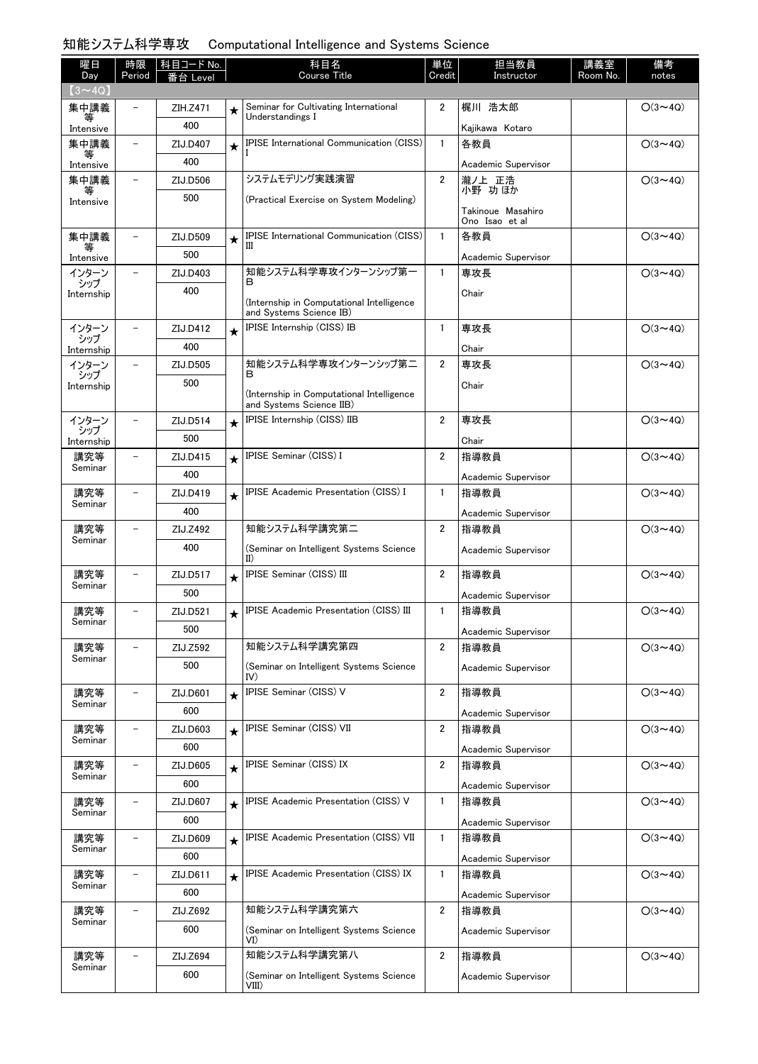# 知能システム科学専攻　Computational Intelligence and Systems Science

| 曜日 Day | 時限 Period | 科目コード No. 番台 Level | | 科目名 Course Title | 単位 Credit | 担当教員 Instructor | 講義室 Room No. | 備考 notes |
|---|---|---|---|---|---|---|---|---|
| 【3～4Q】 | | | | | | | | |
| 集中講義等 Intensive | － | ZIH.Z471 400 | ★ | Seminar for Cultivating International Understandings I | 2 | 梶川 浩太郎 Kajikawa Kotaro | | ○(3～4Q) |
| 集中講義等 Intensive | － | ZIJ.D407 400 | ★ | IPISE International Communication (CISS) I | 1 | 各教員 Academic Supervisor | | ○(3～4Q) |
| 集中講義等 Intensive | － | ZIJ.D506 500 | | システムモデリング実践演習 (Practical Exercise on System Modeling) | 2 | 瀧ノ上 正浩 小野 功 ほか Takinoue Masahiro Ono Isao et al | | ○(3～4Q) |
| 集中講義等 Intensive | － | ZIJ.D509 500 | ★ | IPISE International Communication (CISS) III | 1 | 各教員 Academic Supervisor | | ○(3～4Q) |
| インターンシップ Internship | － | ZIJ.D403 400 | | 知能システム科学専攻インターンシップ第一B (Internship in Computational Intelligence and Systems Science IB) | 1 | 専攻長 Chair | | ○(3～4Q) |
| インターンシップ Internship | － | ZIJ.D412 400 | ★ | IPISE Internship (CISS) IB | 1 | 専攻長 Chair | | ○(3～4Q) |
| インターンシップ Internship | － | ZIJ.D505 500 | | 知能システム科学専攻インターンシップ第二B (Internship in Computational Intelligence and Systems Science IIB) | 2 | 専攻長 Chair | | ○(3～4Q) |
| インターンシップ Internship | － | ZIJ.D514 500 | ★ | IPISE Internship (CISS) IIB | 2 | 専攻長 Chair | | ○(3～4Q) |
| 講究等 Seminar | － | ZIJ.D415 400 | ★ | IPISE Seminar (CISS) I | 2 | 指導教員 Academic Supervisor | | ○(3～4Q) |
| 講究等 Seminar | － | ZIJ.D419 400 | ★ | IPISE Academic Presentation (CISS) I | 1 | 指導教員 Academic Supervisor | | ○(3～4Q) |
| 講究等 Seminar | － | ZIJ.Z492 400 | | 知能システム科学講究第二 (Seminar on Intelligent Systems Science II) | 2 | 指導教員 Academic Supervisor | | ○(3～4Q) |
| 講究等 Seminar | － | ZIJ.D517 500 | ★ | IPISE Seminar (CISS) III | 2 | 指導教員 Academic Supervisor | | ○(3～4Q) |
| 講究等 Seminar | － | ZIJ.D521 500 | ★ | IPISE Academic Presentation (CISS) III | 1 | 指導教員 Academic Supervisor | | ○(3～4Q) |
| 講究等 Seminar | － | ZIJ.Z592 500 | | 知能システム科学講究第四 (Seminar on Intelligent Systems Science IV) | 2 | 指導教員 Academic Supervisor | | ○(3～4Q) |
| 講究等 Seminar | － | ZIJ.D601 600 | ★ | IPISE Seminar (CISS) V | 2 | 指導教員 Academic Supervisor | | ○(3～4Q) |
| 講究等 Seminar | － | ZIJ.D603 600 | ★ | IPISE Seminar (CISS) VII | 2 | 指導教員 Academic Supervisor | | ○(3～4Q) |
| 講究等 Seminar | － | ZIJ.D605 600 | ★ | IPISE Seminar (CISS) IX | 2 | 指導教員 Academic Supervisor | | ○(3～4Q) |
| 講究等 Seminar | － | ZIJ.D607 600 | ★ | IPISE Academic Presentation (CISS) V | 1 | 指導教員 Academic Supervisor | | ○(3～4Q) |
| 講究等 Seminar | － | ZIJ.D609 600 | ★ | IPISE Academic Presentation (CISS) VII | 1 | 指導教員 Academic Supervisor | | ○(3～4Q) |
| 講究等 Seminar | － | ZIJ.D611 600 | ★ | IPISE Academic Presentation (CISS) IX | 1 | 指導教員 Academic Supervisor | | ○(3～4Q) |
| 講究等 Seminar | － | ZIJ.Z692 600 | | 知能システム科学講究第六 (Seminar on Intelligent Systems Science VI) | 2 | 指導教員 Academic Supervisor | | ○(3～4Q) |
| 講究等 Seminar | － | ZIJ.Z694 600 | | 知能システム科学講究第八 (Seminar on Intelligent Systems Science VIII) | 2 | 指導教員 Academic Supervisor | | ○(3～4Q) |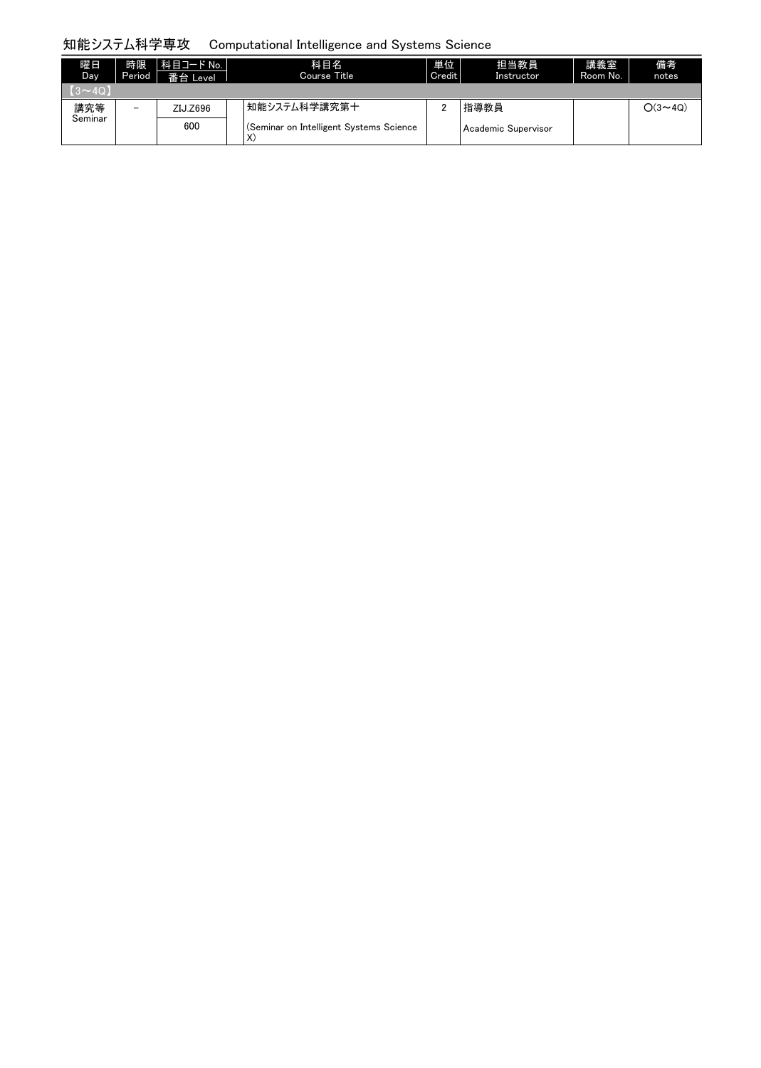## 知能システム科学専攻　Computational Intelligence and Systems Science

| 曜日 Day | 時限 Period | 科目コード No. / 番台 Level | 科目名 Course Title | 単位 Credit | 担当教員 Instructor | 講義室 Room No. | 備考 notes |
|---|---|---|---|---|---|---|---|
| 【3～4Q】 | | | | | | | |
| 講究等 Seminar | － | ZIJ.Z696 / 600 | 知能システム科学講究第十 (Seminar on Intelligent Systems Science X) | 2 | 指導教員 Academic Supervisor | | ○(3～4Q) |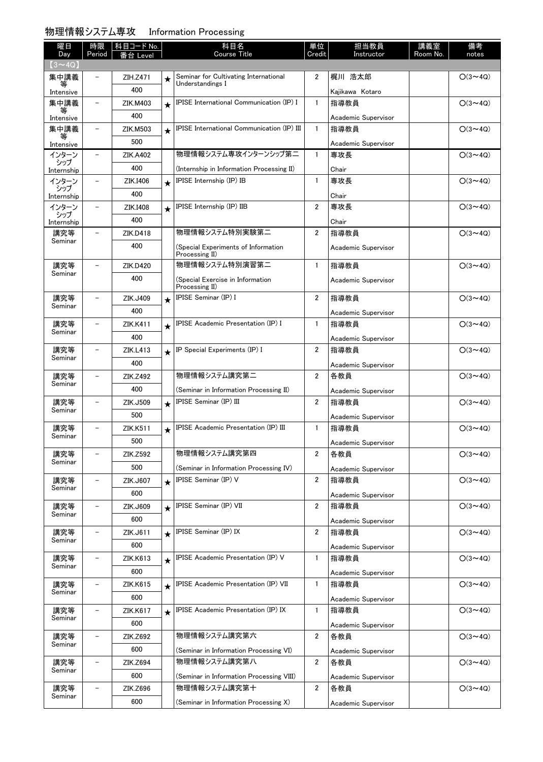# 物理情報システム専攻　Information Processing

| 曜日 Day | 時限 Period | 科目コード No. 番台 Level | | 科目名 Course Title | 単位 Credit | 担当教員 Instructor | 講義室 Room No. | 備考 notes |
|---|---|---|---|---|---|---|---|---|
| 【3～4Q】 | | | | | | | | |
| 集中講義等 Intensive | － | ZIH.Z471 400 | ★ | Seminar for Cultivating International Understandings I | 2 | 梶川 浩太郎 Kajikawa Kotaro | | ○(3～4Q) |
| 集中講義等 Intensive | － | ZIK.M403 400 | ★ | IPISE International Communication (IP) I | 1 | 指導教員 Academic Supervisor | | ○(3～4Q) |
| 集中講義等 Intensive | － | ZIK.M503 500 | ★ | IPISE International Communication (IP) III | 1 | 指導教員 Academic Supervisor | | ○(3～4Q) |
| インターンシップ Internship | － | ZIK.A402 400 | | 物理情報システム専攻インターンシップ第二 (Internship in Information Processing II) | 1 | 専攻長 Chair | | ○(3～4Q) |
| インターンシップ Internship | － | ZIK.I406 400 | ★ | IPISE Internship (IP) IB | 1 | 専攻長 Chair | | ○(3～4Q) |
| インターンシップ Internship | － | ZIK.I408 400 | ★ | IPISE Internship (IP) IIB | 2 | 専攻長 Chair | | ○(3～4Q) |
| 講究等 Seminar | － | ZIK.D418 400 | | 物理情報システム特別実験第二 (Special Experiments of Information Processing II) | 2 | 指導教員 Academic Supervisor | | ○(3～4Q) |
| 講究等 Seminar | － | ZIK.D420 400 | | 物理情報システム特別演習第二 (Special Exercise in Information Processing II) | 1 | 指導教員 Academic Supervisor | | ○(3～4Q) |
| 講究等 Seminar | － | ZIK.J409 400 | ★ | IPISE Seminar (IP) I | 2 | 指導教員 Academic Supervisor | | ○(3～4Q) |
| 講究等 Seminar | － | ZIK.K411 400 | ★ | IPISE Academic Presentation (IP) I | 1 | 指導教員 Academic Supervisor | | ○(3～4Q) |
| 講究等 Seminar | － | ZIK.L413 400 | ★ | IP Special Experiments (IP) I | 2 | 指導教員 Academic Supervisor | | ○(3～4Q) |
| 講究等 Seminar | － | ZIK.Z492 400 | | 物理情報システム講究第二 (Seminar in Information Processing II) | 2 | 各教員 Academic Supervisor | | ○(3～4Q) |
| 講究等 Seminar | － | ZIK.J509 500 | ★ | IPISE Seminar (IP) III | 2 | 指導教員 Academic Supervisor | | ○(3～4Q) |
| 講究等 Seminar | － | ZIK.K511 500 | ★ | IPISE Academic Presentation (IP) III | 1 | 指導教員 Academic Supervisor | | ○(3～4Q) |
| 講究等 Seminar | － | ZIK.Z592 500 | | 物理情報システム講究第四 (Seminar in Information Processing IV) | 2 | 各教員 Academic Supervisor | | ○(3～4Q) |
| 講究等 Seminar | － | ZIK.J607 600 | ★ | IPISE Seminar (IP) V | 2 | 指導教員 Academic Supervisor | | ○(3～4Q) |
| 講究等 Seminar | － | ZIK.J609 600 | ★ | IPISE Seminar (IP) VII | 2 | 指導教員 Academic Supervisor | | ○(3～4Q) |
| 講究等 Seminar | － | ZIK.J611 600 | ★ | IPISE Seminar (IP) IX | 2 | 指導教員 Academic Supervisor | | ○(3～4Q) |
| 講究等 Seminar | － | ZIK.K613 600 | ★ | IPISE Academic Presentation (IP) V | 1 | 指導教員 Academic Supervisor | | ○(3～4Q) |
| 講究等 Seminar | － | ZIK.K615 600 | ★ | IPISE Academic Presentation (IP) VII | 1 | 指導教員 Academic Supervisor | | ○(3～4Q) |
| 講究等 Seminar | － | ZIK.K617 600 | ★ | IPISE Academic Presentation (IP) IX | 1 | 指導教員 Academic Supervisor | | ○(3～4Q) |
| 講究等 Seminar | － | ZIK.Z692 600 | | 物理情報システム講究第六 (Seminar in Information Processing VI) | 2 | 各教員 Academic Supervisor | | ○(3～4Q) |
| 講究等 Seminar | － | ZIK.Z694 600 | | 物理情報システム講究第八 (Seminar in Information Processing VIII) | 2 | 各教員 Academic Supervisor | | ○(3～4Q) |
| 講究等 Seminar | － | ZIK.Z696 600 | | 物理情報システム講究第十 (Seminar in Information Processing X) | 2 | 各教員 Academic Supervisor | | ○(3～4Q) |